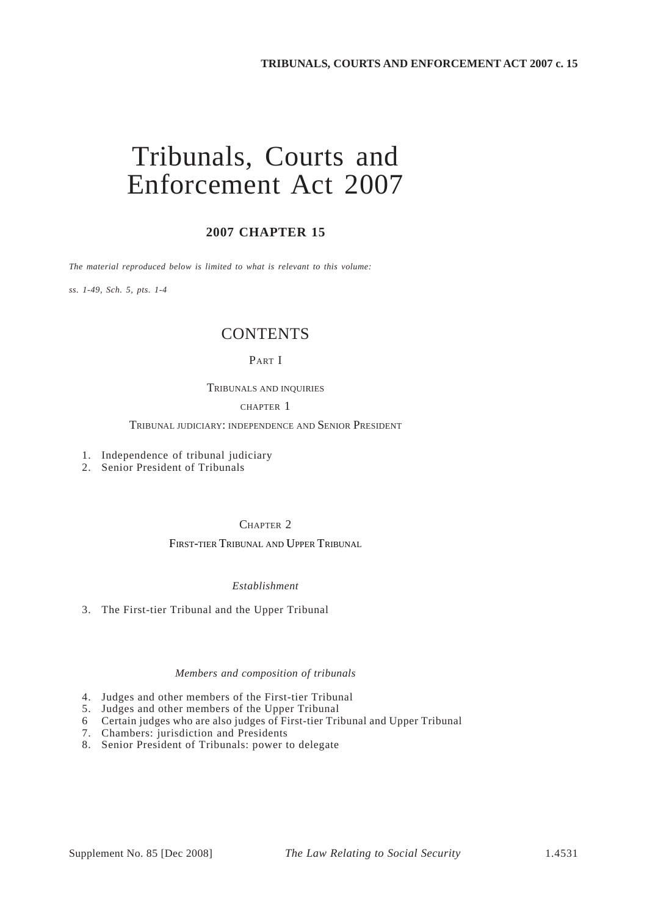# Tribunals, Courts and Enforcement Act 2007

## 2007 CHAPTER 15

*The material reproduced below is limited to what is relevant to this volume:*

*ss. 1-49, Sch. 5, pts. 1-4*

## CONTENTS

### PART I

### TRIBUNALS AND INQUIRIES

### CHAPTER 1

### TRIBUNAL JUDICIARY: INDEPENDENCE AND SENIOR PRESIDENT

1. Independence of tribunal judiciary
2. Senior President of Tribunals

### CHAPTER 2

### FIRST-TIER TRIBUNAL AND UPPER TRIBUNAL

*Establishment*

3. The First-tier Tribunal and the Upper Tribunal

*Members and composition of tribunals*

4. Judges and other members of the First-tier Tribunal
5. Judges and other members of the Upper Tribunal
6. Certain judges who are also judges of First-tier Tribunal and Upper Tribunal
7. Chambers: jurisdiction and Presidents
8. Senior President of Tribunals: power to delegate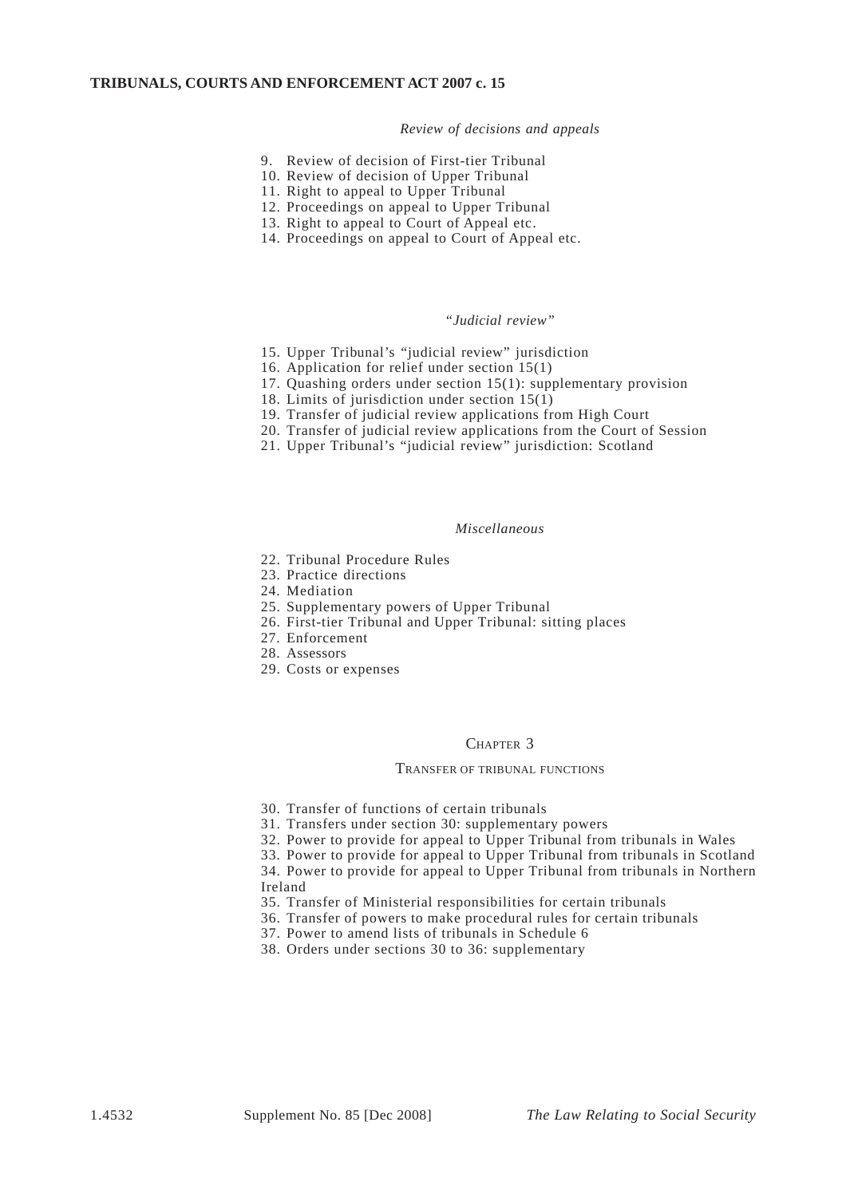*Review of decisions and appeals*

9. Review of decision of First-tier Tribunal
10. Review of decision of Upper Tribunal
11. Right to appeal to Upper Tribunal
12. Proceedings on appeal to Upper Tribunal
13. Right to appeal to Court of Appeal etc.
14. Proceedings on appeal to Court of Appeal etc.

*"Judicial review"*

15. Upper Tribunal's "judicial review" jurisdiction
16. Application for relief under section 15(1)
17. Quashing orders under section 15(1): supplementary provision
18. Limits of jurisdiction under section 15(1)
19. Transfer of judicial review applications from High Court
20. Transfer of judicial review applications from the Court of Session
21. Upper Tribunal's "judicial review" jurisdiction: Scotland

*Miscellaneous*

22. Tribunal Procedure Rules
23. Practice directions
24. Mediation
25. Supplementary powers of Upper Tribunal
26. First-tier Tribunal and Upper Tribunal: sitting places
27. Enforcement
28. Assessors
29. Costs or expenses

## CHAPTER 3

### TRANSFER OF TRIBUNAL FUNCTIONS

30. Transfer of functions of certain tribunals
31. Transfers under section 30: supplementary powers
32. Power to provide for appeal to Upper Tribunal from tribunals in Wales
33. Power to provide for appeal to Upper Tribunal from tribunals in Scotland
34. Power to provide for appeal to Upper Tribunal from tribunals in Northern Ireland
35. Transfer of Ministerial responsibilities for certain tribunals
36. Transfer of powers to make procedural rules for certain tribunals
37. Power to amend lists of tribunals in Schedule 6
38. Orders under sections 30 to 36: supplementary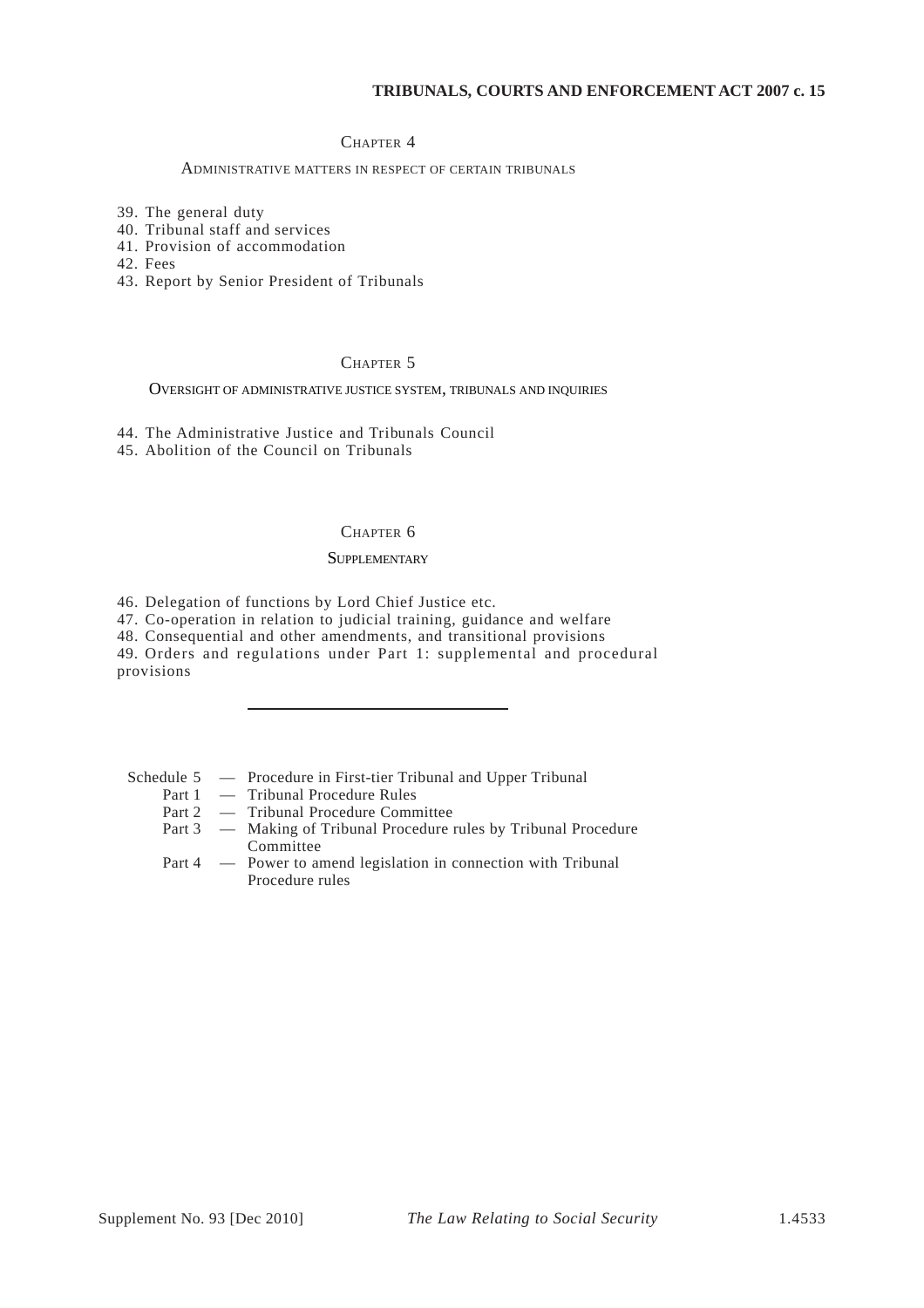## Chapter 4

### Administrative matters in respect of certain tribunals

39. The general duty
40. Tribunal staff and services
41. Provision of accommodation
42. Fees
43. Report by Senior President of Tribunals

## Chapter 5

### Oversight of administrative justice system, tribunals and inquiries

44. The Administrative Justice and Tribunals Council
45. Abolition of the Council on Tribunals

## Chapter 6

### Supplementary

46. Delegation of functions by Lord Chief Justice etc.
47. Co-operation in relation to judicial training, guidance and welfare
48. Consequential and other amendments, and transitional provisions
49. Orders and regulations under Part 1: supplemental and procedural provisions

---

Schedule 5 — Procedure in First-tier Tribunal and Upper Tribunal
- Part 1 — Tribunal Procedure Rules
- Part 2 — Tribunal Procedure Committee
- Part 3 — Making of Tribunal Procedure rules by Tribunal Procedure Committee
- Part 4 — Power to amend legislation in connection with Tribunal Procedure rules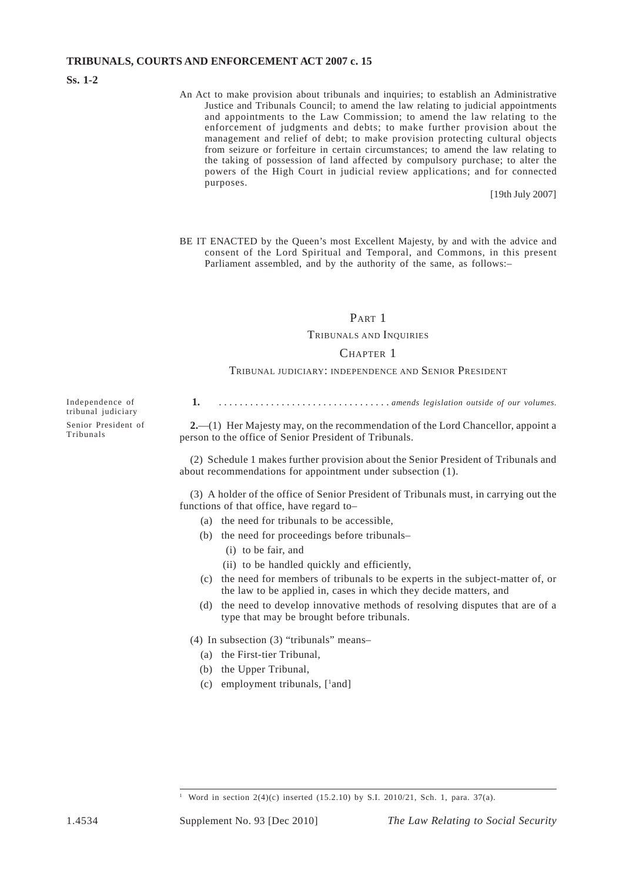**Ss. 1-2**

An Act to make provision about tribunals and inquiries; to establish an Administrative Justice and Tribunals Council; to amend the law relating to judicial appointments and appointments to the Law Commission; to amend the law relating to the enforcement of judgments and debts; to make further provision about the management and relief of debt; to make provision protecting cultural objects from seizure or forfeiture in certain circumstances; to amend the law relating to the taking of possession of land affected by compulsory purchase; to alter the powers of the High Court in judicial review applications; and for connected purposes.

[19th July 2007]

BE IT ENACTED by the Queen's most Excellent Majesty, by and with the advice and consent of the Lord Spiritual and Temporal, and Commons, in this present Parliament assembled, and by the authority of the same, as follows:–

# PART 1

## TRIBUNALS AND INQUIRIES

## CHAPTER 1

### TRIBUNAL JUDICIARY: INDEPENDENCE AND SENIOR PRESIDENT

*Independence of tribunal judiciary*

**1.** . . . . . . . . . . . . . . . . . . . . . . . . . . . . . . . . . *amends legislation outside of our volumes.*

*Senior President of Tribunals*

**2.**—(1) Her Majesty may, on the recommendation of the Lord Chancellor, appoint a person to the office of Senior President of Tribunals.

(2) Schedule 1 makes further provision about the Senior President of Tribunals and about recommendations for appointment under subsection (1).

(3) A holder of the office of Senior President of Tribunals must, in carrying out the functions of that office, have regard to–

- (a) the need for tribunals to be accessible,
- (b) the need for proceedings before tribunals–
  - (i) to be fair, and
  - (ii) to be handled quickly and efficiently,
- (c) the need for members of tribunals to be experts in the subject-matter of, or the law to be applied in, cases in which they decide matters, and
- (d) the need to develop innovative methods of resolving disputes that are of a type that may be brought before tribunals.

(4) In subsection (3) "tribunals" means–

- (a) the First-tier Tribunal,
- (b) the Upper Tribunal,
- (c) employment tribunals, [[1]and]

---

[1] Word in section 2(4)(c) inserted (15.2.10) by S.I. 2010/21, Sch. 1, para. 37(a).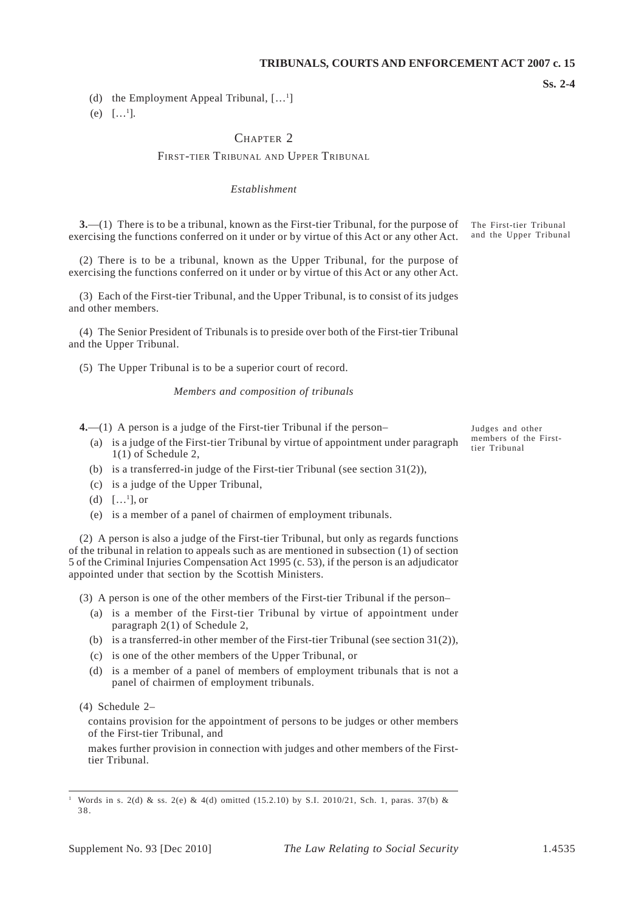(d) the Employment Appeal Tribunal, […[1]]

(e) […[1]].

## CHAPTER 2

### FIRST-TIER TRIBUNAL AND UPPER TRIBUNAL

*Establishment*

The First-tier Tribunal and the Upper Tribunal

**3.**—(1) There is to be a tribunal, known as the First-tier Tribunal, for the purpose of exercising the functions conferred on it under or by virtue of this Act or any other Act.

(2) There is to be a tribunal, known as the Upper Tribunal, for the purpose of exercising the functions conferred on it under or by virtue of this Act or any other Act.

(3) Each of the First-tier Tribunal, and the Upper Tribunal, is to consist of its judges and other members.

(4) The Senior President of Tribunals is to preside over both of the First-tier Tribunal and the Upper Tribunal.

(5) The Upper Tribunal is to be a superior court of record.

*Members and composition of tribunals*

Judges and other members of the First-tier Tribunal

**4.**—(1) A person is a judge of the First-tier Tribunal if the person–

(a) is a judge of the First-tier Tribunal by virtue of appointment under paragraph 1(1) of Schedule 2,

(b) is a transferred-in judge of the First-tier Tribunal (see section 31(2)),

(c) is a judge of the Upper Tribunal,

(d) […[1]], or

(e) is a member of a panel of chairmen of employment tribunals.

(2) A person is also a judge of the First-tier Tribunal, but only as regards functions of the tribunal in relation to appeals such as are mentioned in subsection (1) of section 5 of the Criminal Injuries Compensation Act 1995 (c. 53), if the person is an adjudicator appointed under that section by the Scottish Ministers.

(3) A person is one of the other members of the First-tier Tribunal if the person–

(a) is a member of the First-tier Tribunal by virtue of appointment under paragraph 2(1) of Schedule 2,

(b) is a transferred-in other member of the First-tier Tribunal (see section 31(2)),

(c) is one of the other members of the Upper Tribunal, or

(d) is a member of a panel of members of employment tribunals that is not a panel of chairmen of employment tribunals.

(4) Schedule 2–

contains provision for the appointment of persons to be judges or other members of the First-tier Tribunal, and

makes further provision in connection with judges and other members of the First-tier Tribunal.

---

[1] Words in s. 2(d) & ss. 2(e) & 4(d) omitted (15.2.10) by S.I. 2010/21, Sch. 1, paras. 37(b) & 38.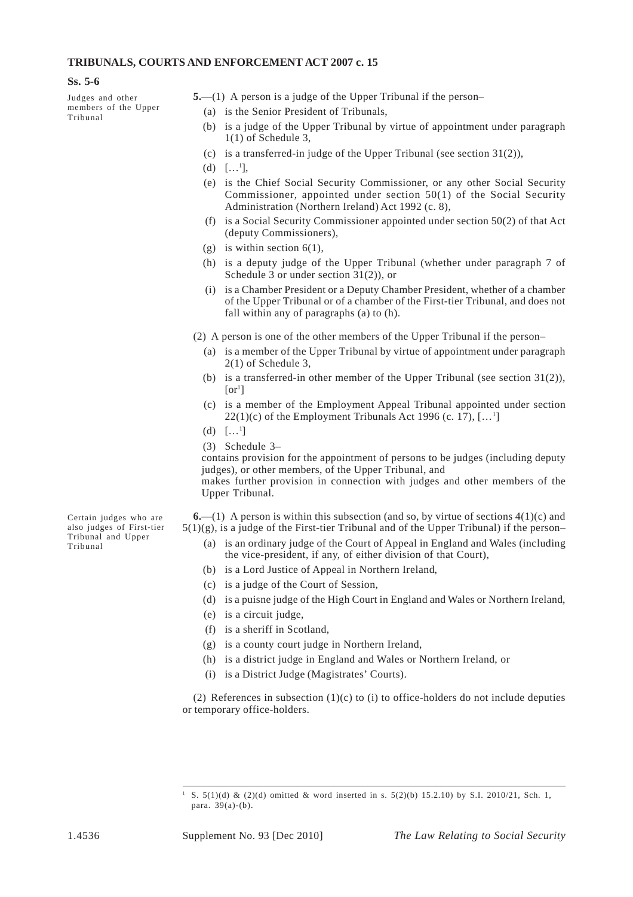**Judges and other members of the Upper Tribunal**

**5.**—(1) A person is a judge of the Upper Tribunal if the person–

(a) is the Senior President of Tribunals,

(b) is a judge of the Upper Tribunal by virtue of appointment under paragraph 1(1) of Schedule 3,

(c) is a transferred-in judge of the Upper Tribunal (see section 31(2)),

(d) […[1]],

(e) is the Chief Social Security Commissioner, or any other Social Security Commissioner, appointed under section 50(1) of the Social Security Administration (Northern Ireland) Act 1992 (c. 8),

(f) is a Social Security Commissioner appointed under section 50(2) of that Act (deputy Commissioners),

(g) is within section 6(1),

(h) is a deputy judge of the Upper Tribunal (whether under paragraph 7 of Schedule 3 or under section 31(2)), or

(i) is a Chamber President or a Deputy Chamber President, whether of a chamber of the Upper Tribunal or of a chamber of the First-tier Tribunal, and does not fall within any of paragraphs (a) to (h).

(2) A person is one of the other members of the Upper Tribunal if the person–

(a) is a member of the Upper Tribunal by virtue of appointment under paragraph 2(1) of Schedule 3,

(b) is a transferred-in other member of the Upper Tribunal (see section 31(2)), [or[1]]

(c) is a member of the Employment Appeal Tribunal appointed under section 22(1)(c) of the Employment Tribunals Act 1996 (c. 17), […[1]]

(d) […[1]]

(3) Schedule 3–

contains provision for the appointment of persons to be judges (including deputy judges), or other members, of the Upper Tribunal, and

makes further provision in connection with judges and other members of the Upper Tribunal.

**Certain judges who are also judges of First-tier Tribunal and Upper Tribunal**

**6.**—(1) A person is within this subsection (and so, by virtue of sections 4(1)(c) and 5(1)(g), is a judge of the First-tier Tribunal and of the Upper Tribunal) if the person–

(a) is an ordinary judge of the Court of Appeal in England and Wales (including the vice-president, if any, of either division of that Court),

(b) is a Lord Justice of Appeal in Northern Ireland,

(c) is a judge of the Court of Session,

(d) is a puisne judge of the High Court in England and Wales or Northern Ireland,

(e) is a circuit judge,

(f) is a sheriff in Scotland,

(g) is a county court judge in Northern Ireland,

(h) is a district judge in England and Wales or Northern Ireland, or

(i) is a District Judge (Magistrates' Courts).

(2) References in subsection (1)(c) to (i) to office-holders do not include deputies or temporary office-holders.

---

[1] S. 5(1)(d) & (2)(d) omitted & word inserted in s. 5(2)(b) 15.2.10) by S.I. 2010/21, Sch. 1, para. 39(a)-(b).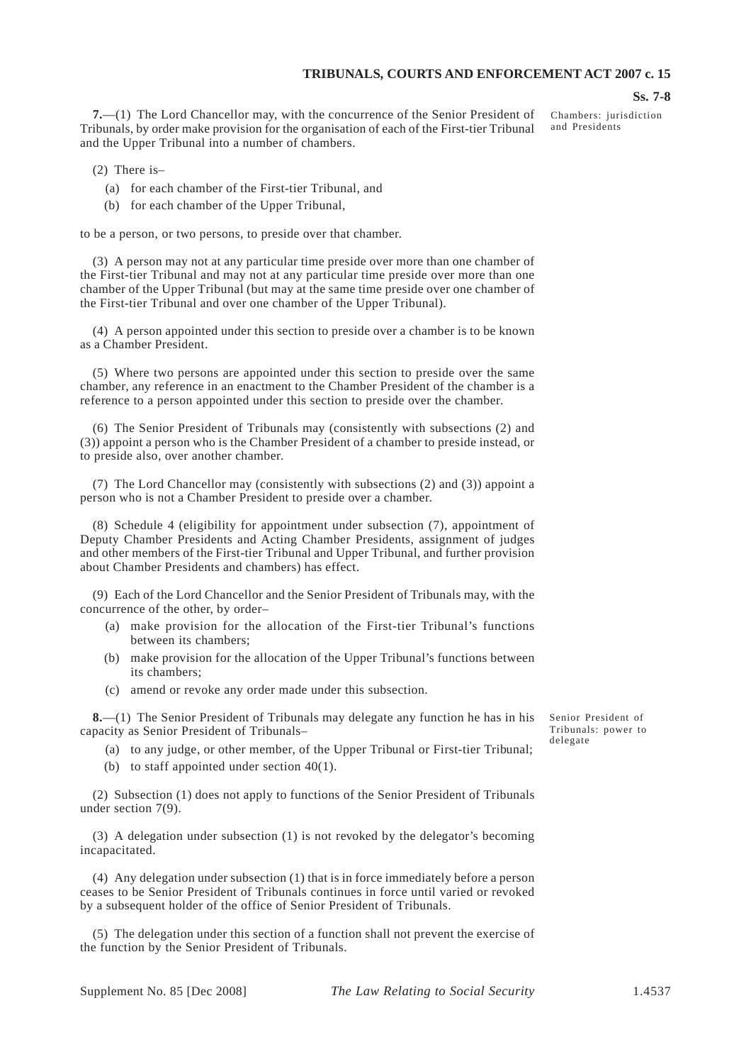**7.**—(1) The Lord Chancellor may, with the concurrence of the Senior President of Tribunals, by order make provision for the organisation of each of the First-tier Tribunal and the Upper Tribunal into a number of chambers.

Chambers: jurisdiction and Presidents

(2) There is–

- (a) for each chamber of the First-tier Tribunal, and
- (b) for each chamber of the Upper Tribunal,

to be a person, or two persons, to preside over that chamber.

(3) A person may not at any particular time preside over more than one chamber of the First-tier Tribunal and may not at any particular time preside over more than one chamber of the Upper Tribunal (but may at the same time preside over one chamber of the First-tier Tribunal and over one chamber of the Upper Tribunal).

(4) A person appointed under this section to preside over a chamber is to be known as a Chamber President.

(5) Where two persons are appointed under this section to preside over the same chamber, any reference in an enactment to the Chamber President of the chamber is a reference to a person appointed under this section to preside over the chamber.

(6) The Senior President of Tribunals may (consistently with subsections (2) and (3)) appoint a person who is the Chamber President of a chamber to preside instead, or to preside also, over another chamber.

(7) The Lord Chancellor may (consistently with subsections (2) and (3)) appoint a person who is not a Chamber President to preside over a chamber.

(8) Schedule 4 (eligibility for appointment under subsection (7), appointment of Deputy Chamber Presidents and Acting Chamber Presidents, assignment of judges and other members of the First-tier Tribunal and Upper Tribunal, and further provision about Chamber Presidents and chambers) has effect.

(9) Each of the Lord Chancellor and the Senior President of Tribunals may, with the concurrence of the other, by order–

- (a) make provision for the allocation of the First-tier Tribunal's functions between its chambers;
- (b) make provision for the allocation of the Upper Tribunal's functions between its chambers;
- (c) amend or revoke any order made under this subsection.

**8.**—(1) The Senior President of Tribunals may delegate any function he has in his capacity as Senior President of Tribunals–

Senior President of Tribunals: power to delegate

- (a) to any judge, or other member, of the Upper Tribunal or First-tier Tribunal;
- (b) to staff appointed under section 40(1).

(2) Subsection (1) does not apply to functions of the Senior President of Tribunals under section 7(9).

(3) A delegation under subsection (1) is not revoked by the delegator's becoming incapacitated.

(4) Any delegation under subsection (1) that is in force immediately before a person ceases to be Senior President of Tribunals continues in force until varied or revoked by a subsequent holder of the office of Senior President of Tribunals.

(5) The delegation under this section of a function shall not prevent the exercise of the function by the Senior President of Tribunals.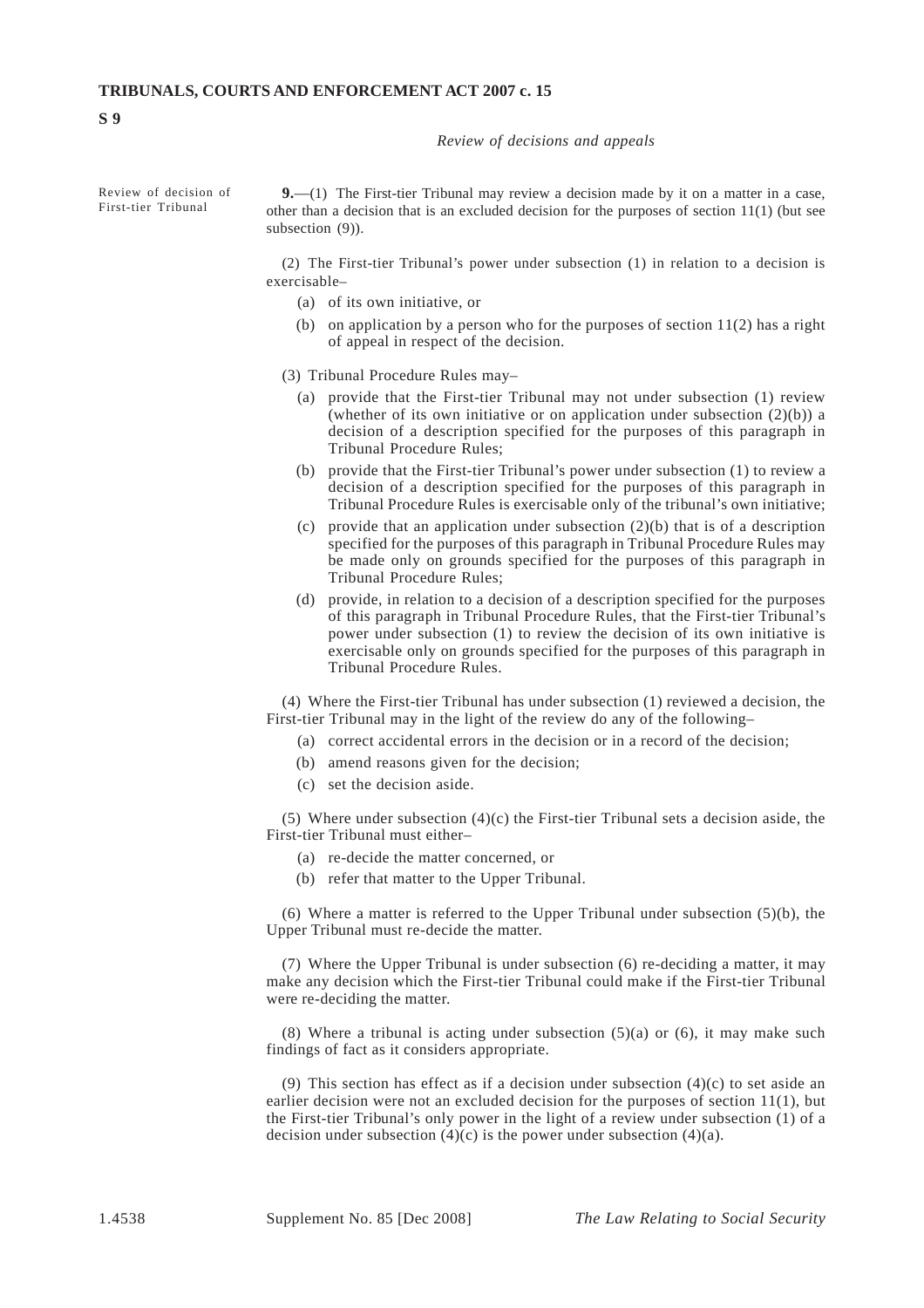*Review of decisions and appeals*

Review of decision of First-tier Tribunal

**9.**—(1) The First-tier Tribunal may review a decision made by it on a matter in a case, other than a decision that is an excluded decision for the purposes of section 11(1) (but see subsection (9)).

(2) The First-tier Tribunal's power under subsection (1) in relation to a decision is exercisable–

- (a) of its own initiative, or
- (b) on application by a person who for the purposes of section 11(2) has a right of appeal in respect of the decision.

(3) Tribunal Procedure Rules may–

- (a) provide that the First-tier Tribunal may not under subsection (1) review (whether of its own initiative or on application under subsection (2)(b)) a decision of a description specified for the purposes of this paragraph in Tribunal Procedure Rules;
- (b) provide that the First-tier Tribunal's power under subsection (1) to review a decision of a description specified for the purposes of this paragraph in Tribunal Procedure Rules is exercisable only of the tribunal's own initiative;
- (c) provide that an application under subsection (2)(b) that is of a description specified for the purposes of this paragraph in Tribunal Procedure Rules may be made only on grounds specified for the purposes of this paragraph in Tribunal Procedure Rules;
- (d) provide, in relation to a decision of a description specified for the purposes of this paragraph in Tribunal Procedure Rules, that the First-tier Tribunal's power under subsection (1) to review the decision of its own initiative is exercisable only on grounds specified for the purposes of this paragraph in Tribunal Procedure Rules.

(4) Where the First-tier Tribunal has under subsection (1) reviewed a decision, the First-tier Tribunal may in the light of the review do any of the following–

- (a) correct accidental errors in the decision or in a record of the decision;
- (b) amend reasons given for the decision;
- (c) set the decision aside.

(5) Where under subsection (4)(c) the First-tier Tribunal sets a decision aside, the First-tier Tribunal must either–

- (a) re-decide the matter concerned, or
- (b) refer that matter to the Upper Tribunal.

(6) Where a matter is referred to the Upper Tribunal under subsection (5)(b), the Upper Tribunal must re-decide the matter.

(7) Where the Upper Tribunal is under subsection (6) re-deciding a matter, it may make any decision which the First-tier Tribunal could make if the First-tier Tribunal were re-deciding the matter.

(8) Where a tribunal is acting under subsection (5)(a) or (6), it may make such findings of fact as it considers appropriate.

(9) This section has effect as if a decision under subsection (4)(c) to set aside an earlier decision were not an excluded decision for the purposes of section 11(1), but the First-tier Tribunal's only power in the light of a review under subsection (1) of a decision under subsection (4)(c) is the power under subsection (4)(a).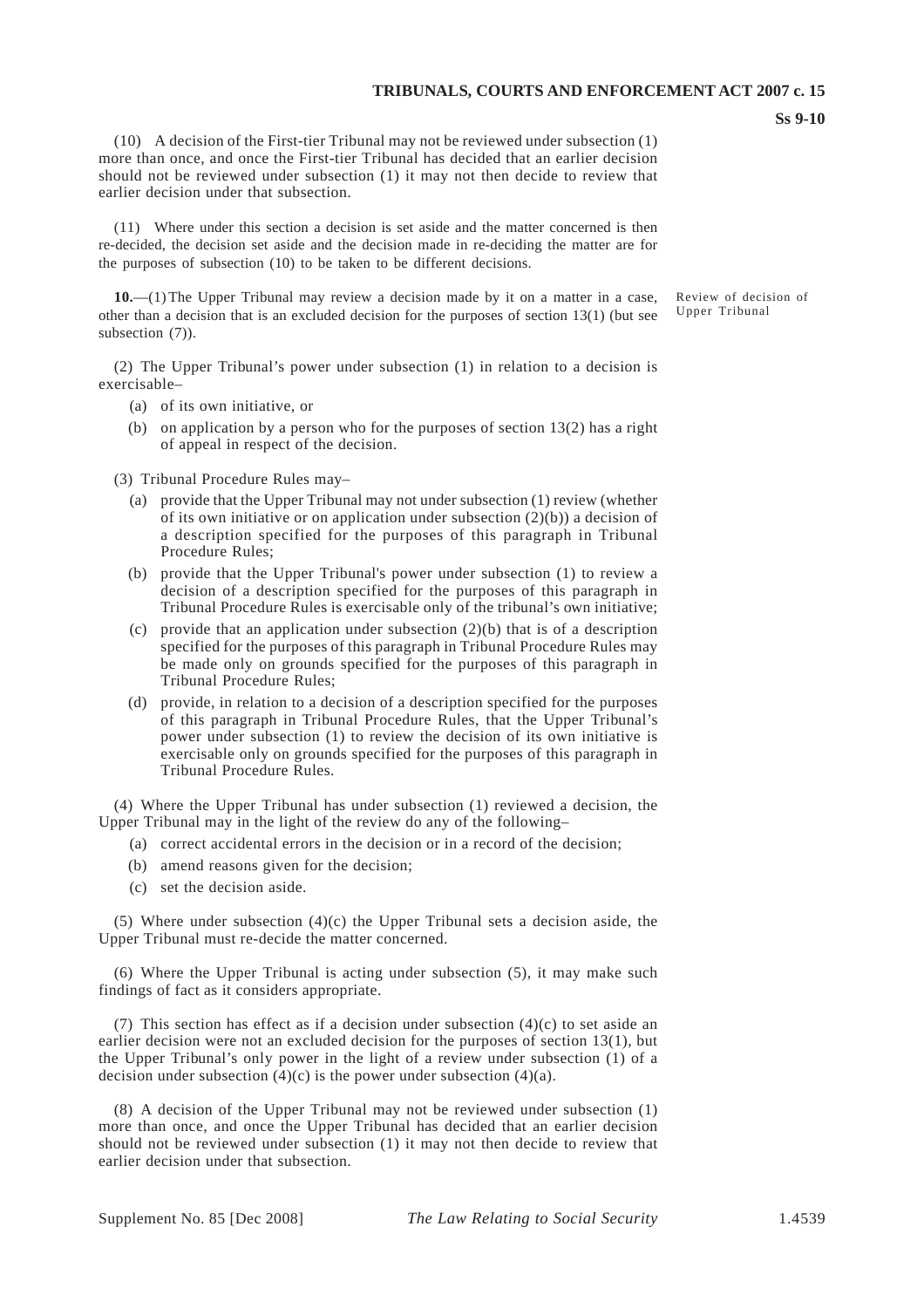(10) A decision of the First-tier Tribunal may not be reviewed under subsection (1) more than once, and once the First-tier Tribunal has decided that an earlier decision should not be reviewed under subsection (1) it may not then decide to review that earlier decision under that subsection.

(11) Where under this section a decision is set aside and the matter concerned is then re-decided, the decision set aside and the decision made in re-deciding the matter are for the purposes of subsection (10) to be taken to be different decisions.

*Review of decision of Upper Tribunal*

**10.**—(1) The Upper Tribunal may review a decision made by it on a matter in a case, other than a decision that is an excluded decision for the purposes of section 13(1) (but see subsection (7)).

(2) The Upper Tribunal's power under subsection (1) in relation to a decision is exercisable–

- (a) of its own initiative, or
- (b) on application by a person who for the purposes of section 13(2) has a right of appeal in respect of the decision.

(3) Tribunal Procedure Rules may–

- (a) provide that the Upper Tribunal may not under subsection (1) review (whether of its own initiative or on application under subsection (2)(b)) a decision of a description specified for the purposes of this paragraph in Tribunal Procedure Rules;
- (b) provide that the Upper Tribunal's power under subsection (1) to review a decision of a description specified for the purposes of this paragraph in Tribunal Procedure Rules is exercisable only of the tribunal's own initiative;
- (c) provide that an application under subsection (2)(b) that is of a description specified for the purposes of this paragraph in Tribunal Procedure Rules may be made only on grounds specified for the purposes of this paragraph in Tribunal Procedure Rules;
- (d) provide, in relation to a decision of a description specified for the purposes of this paragraph in Tribunal Procedure Rules, that the Upper Tribunal's power under subsection (1) to review the decision of its own initiative is exercisable only on grounds specified for the purposes of this paragraph in Tribunal Procedure Rules.

(4) Where the Upper Tribunal has under subsection (1) reviewed a decision, the Upper Tribunal may in the light of the review do any of the following–

- (a) correct accidental errors in the decision or in a record of the decision;
- (b) amend reasons given for the decision;
- (c) set the decision aside.

(5) Where under subsection (4)(c) the Upper Tribunal sets a decision aside, the Upper Tribunal must re-decide the matter concerned.

(6) Where the Upper Tribunal is acting under subsection (5), it may make such findings of fact as it considers appropriate.

(7) This section has effect as if a decision under subsection (4)(c) to set aside an earlier decision were not an excluded decision for the purposes of section 13(1), but the Upper Tribunal's only power in the light of a review under subsection (1) of a decision under subsection (4)(c) is the power under subsection (4)(a).

(8) A decision of the Upper Tribunal may not be reviewed under subsection (1) more than once, and once the Upper Tribunal has decided that an earlier decision should not be reviewed under subsection (1) it may not then decide to review that earlier decision under that subsection.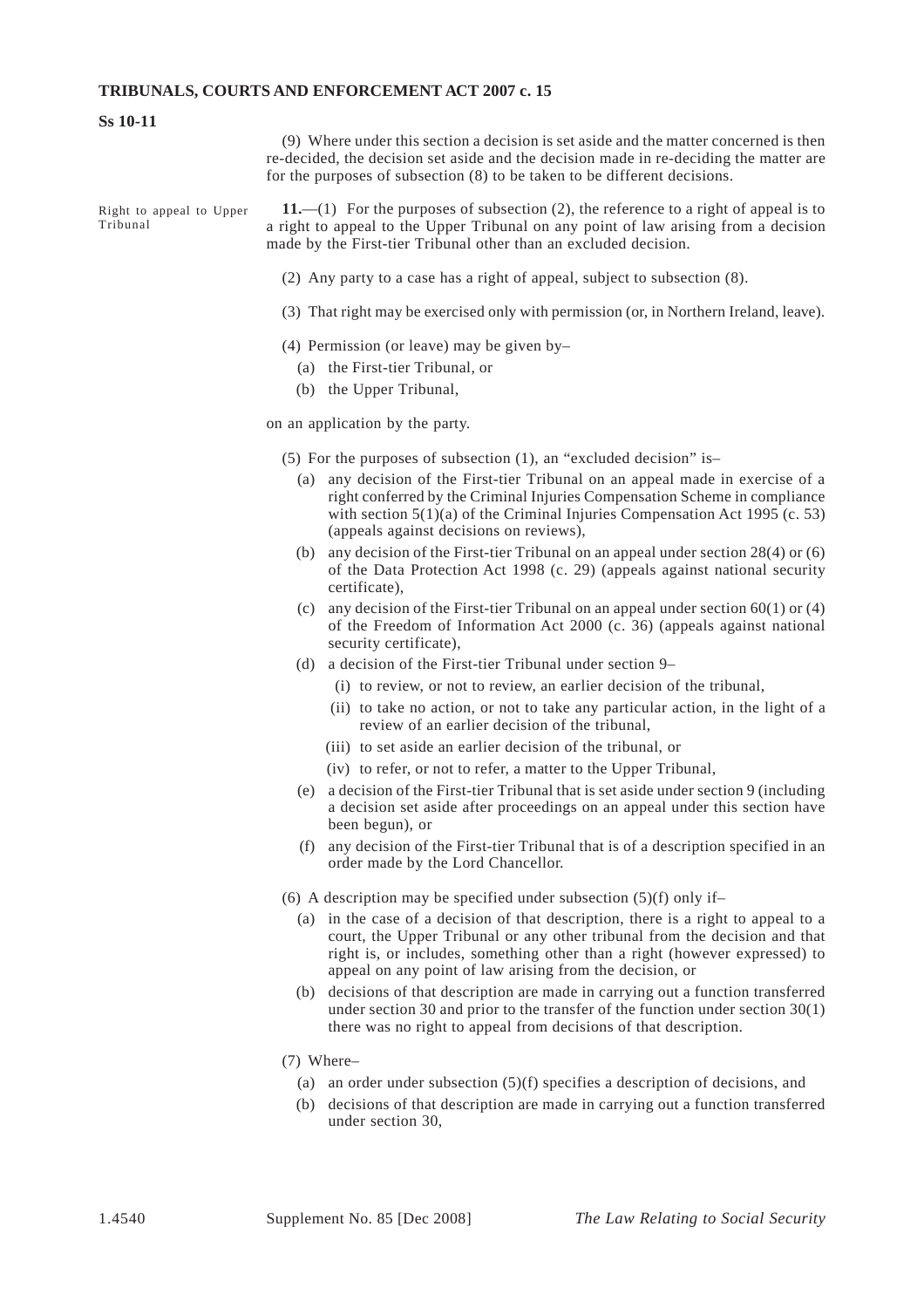(9) Where under this section a decision is set aside and the matter concerned is then re-decided, the decision set aside and the decision made in re-deciding the matter are for the purposes of subsection (8) to be taken to be different decisions.

*Right to appeal to Upper Tribunal*

**11.**—(1) For the purposes of subsection (2), the reference to a right of appeal is to a right to appeal to the Upper Tribunal on any point of law arising from a decision made by the First-tier Tribunal other than an excluded decision.

(2) Any party to a case has a right of appeal, subject to subsection (8).

(3) That right may be exercised only with permission (or, in Northern Ireland, leave).

(4) Permission (or leave) may be given by–

- (a) the First-tier Tribunal, or
- (b) the Upper Tribunal,

on an application by the party.

(5) For the purposes of subsection (1), an "excluded decision" is–

- (a) any decision of the First-tier Tribunal on an appeal made in exercise of a right conferred by the Criminal Injuries Compensation Scheme in compliance with section 5(1)(a) of the Criminal Injuries Compensation Act 1995 (c. 53) (appeals against decisions on reviews),
- (b) any decision of the First-tier Tribunal on an appeal under section 28(4) or (6) of the Data Protection Act 1998 (c. 29) (appeals against national security certificate),
- (c) any decision of the First-tier Tribunal on an appeal under section 60(1) or (4) of the Freedom of Information Act 2000 (c. 36) (appeals against national security certificate),
- (d) a decision of the First-tier Tribunal under section 9–
  - (i) to review, or not to review, an earlier decision of the tribunal,
  - (ii) to take no action, or not to take any particular action, in the light of a review of an earlier decision of the tribunal,
  - (iii) to set aside an earlier decision of the tribunal, or
  - (iv) to refer, or not to refer, a matter to the Upper Tribunal,
- (e) a decision of the First-tier Tribunal that is set aside under section 9 (including a decision set aside after proceedings on an appeal under this section have been begun), or
- (f) any decision of the First-tier Tribunal that is of a description specified in an order made by the Lord Chancellor.

(6) A description may be specified under subsection (5)(f) only if–

- (a) in the case of a decision of that description, there is a right to appeal to a court, the Upper Tribunal or any other tribunal from the decision and that right is, or includes, something other than a right (however expressed) to appeal on any point of law arising from the decision, or
- (b) decisions of that description are made in carrying out a function transferred under section 30 and prior to the transfer of the function under section 30(1) there was no right to appeal from decisions of that description.

(7) Where–

- (a) an order under subsection (5)(f) specifies a description of decisions, and
- (b) decisions of that description are made in carrying out a function transferred under section 30,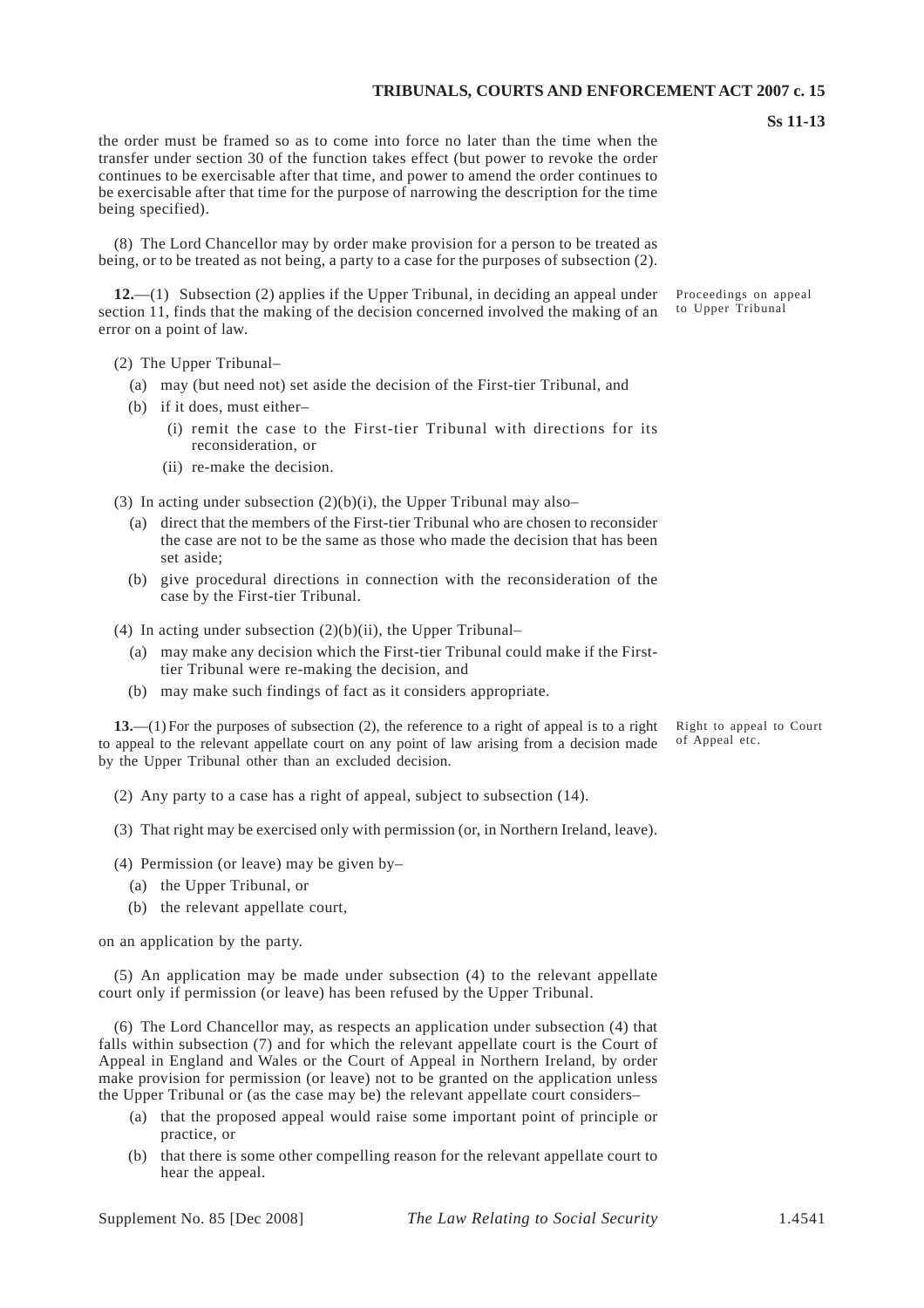the order must be framed so as to come into force no later than the time when the transfer under section 30 of the function takes effect (but power to revoke the order continues to be exercisable after that time, and power to amend the order continues to be exercisable after that time for the purpose of narrowing the description for the time being specified).

(8) The Lord Chancellor may by order make provision for a person to be treated as being, or to be treated as not being, a party to a case for the purposes of subsection (2).

Proceedings on appeal to Upper Tribunal

**12.**—(1) Subsection (2) applies if the Upper Tribunal, in deciding an appeal under section 11, finds that the making of the decision concerned involved the making of an error on a point of law.

(2) The Upper Tribunal–

- (a) may (but need not) set aside the decision of the First-tier Tribunal, and
- (b) if it does, must either–
  - (i) remit the case to the First-tier Tribunal with directions for its reconsideration, or
  - (ii) re-make the decision.

(3) In acting under subsection (2)(b)(i), the Upper Tribunal may also–

- (a) direct that the members of the First-tier Tribunal who are chosen to reconsider the case are not to be the same as those who made the decision that has been set aside;
- (b) give procedural directions in connection with the reconsideration of the case by the First-tier Tribunal.

(4) In acting under subsection (2)(b)(ii), the Upper Tribunal–

- (a) may make any decision which the First-tier Tribunal could make if the First-tier Tribunal were re-making the decision, and
- (b) may make such findings of fact as it considers appropriate.

Right to appeal to Court of Appeal etc.

**13.**—(1) For the purposes of subsection (2), the reference to a right of appeal is to a right to appeal to the relevant appellate court on any point of law arising from a decision made by the Upper Tribunal other than an excluded decision.

(2) Any party to a case has a right of appeal, subject to subsection (14).

(3) That right may be exercised only with permission (or, in Northern Ireland, leave).

(4) Permission (or leave) may be given by–

- (a) the Upper Tribunal, or
- (b) the relevant appellate court,

on an application by the party.

(5) An application may be made under subsection (4) to the relevant appellate court only if permission (or leave) has been refused by the Upper Tribunal.

(6) The Lord Chancellor may, as respects an application under subsection (4) that falls within subsection (7) and for which the relevant appellate court is the Court of Appeal in England and Wales or the Court of Appeal in Northern Ireland, by order make provision for permission (or leave) not to be granted on the application unless the Upper Tribunal or (as the case may be) the relevant appellate court considers–

- (a) that the proposed appeal would raise some important point of principle or practice, or
- (b) that there is some other compelling reason for the relevant appellate court to hear the appeal.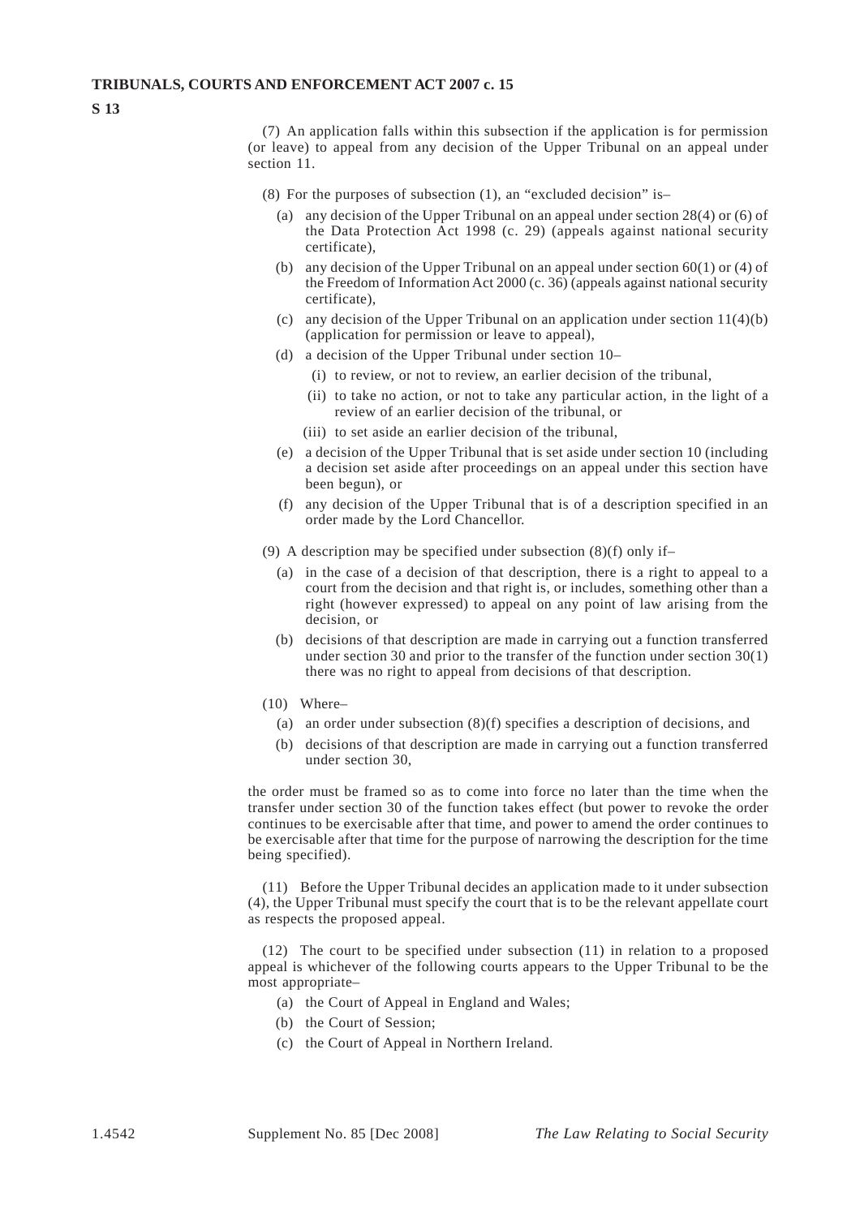(7) An application falls within this subsection if the application is for permission (or leave) to appeal from any decision of the Upper Tribunal on an appeal under section 11.

(8) For the purposes of subsection (1), an "excluded decision" is–

- (a) any decision of the Upper Tribunal on an appeal under section 28(4) or (6) of the Data Protection Act 1998 (c. 29) (appeals against national security certificate),
- (b) any decision of the Upper Tribunal on an appeal under section 60(1) or (4) of the Freedom of Information Act 2000 (c. 36) (appeals against national security certificate),
- (c) any decision of the Upper Tribunal on an application under section 11(4)(b) (application for permission or leave to appeal),
- (d) a decision of the Upper Tribunal under section 10–
  - (i) to review, or not to review, an earlier decision of the tribunal,
  - (ii) to take no action, or not to take any particular action, in the light of a review of an earlier decision of the tribunal, or
  - (iii) to set aside an earlier decision of the tribunal,
- (e) a decision of the Upper Tribunal that is set aside under section 10 (including a decision set aside after proceedings on an appeal under this section have been begun), or
- (f) any decision of the Upper Tribunal that is of a description specified in an order made by the Lord Chancellor.

(9) A description may be specified under subsection (8)(f) only if–

- (a) in the case of a decision of that description, there is a right to appeal to a court from the decision and that right is, or includes, something other than a right (however expressed) to appeal on any point of law arising from the decision, or
- (b) decisions of that description are made in carrying out a function transferred under section 30 and prior to the transfer of the function under section 30(1) there was no right to appeal from decisions of that description.

(10) Where–

- (a) an order under subsection (8)(f) specifies a description of decisions, and
- (b) decisions of that description are made in carrying out a function transferred under section 30,

the order must be framed so as to come into force no later than the time when the transfer under section 30 of the function takes effect (but power to revoke the order continues to be exercisable after that time, and power to amend the order continues to be exercisable after that time for the purpose of narrowing the description for the time being specified).

(11) Before the Upper Tribunal decides an application made to it under subsection (4), the Upper Tribunal must specify the court that is to be the relevant appellate court as respects the proposed appeal.

(12) The court to be specified under subsection (11) in relation to a proposed appeal is whichever of the following courts appears to the Upper Tribunal to be the most appropriate–

- (a) the Court of Appeal in England and Wales;
- (b) the Court of Session;
- (c) the Court of Appeal in Northern Ireland.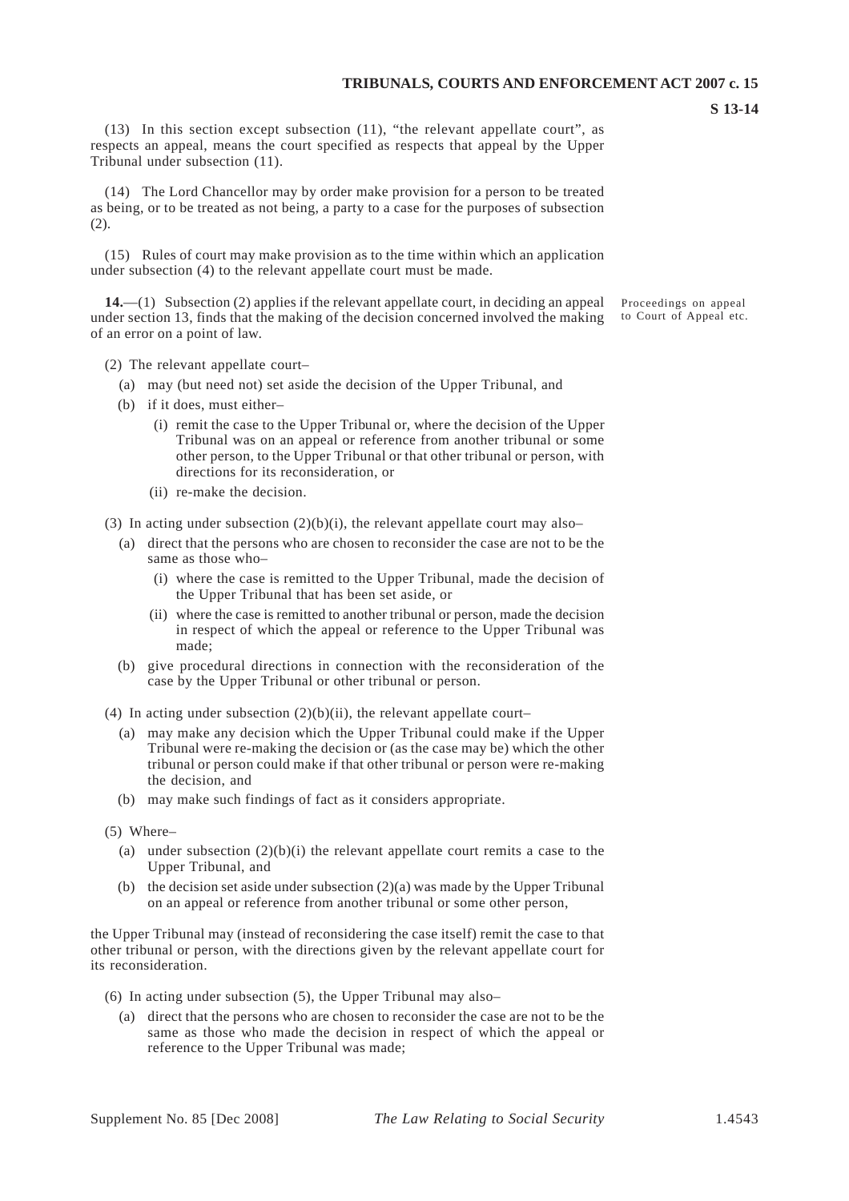(13) In this section except subsection (11), "the relevant appellate court", as respects an appeal, means the court specified as respects that appeal by the Upper Tribunal under subsection (11).

(14) The Lord Chancellor may by order make provision for a person to be treated as being, or to be treated as not being, a party to a case for the purposes of subsection (2).

(15) Rules of court may make provision as to the time within which an application under subsection (4) to the relevant appellate court must be made.

Proceedings on appeal to Court of Appeal etc.

**14.**—(1) Subsection (2) applies if the relevant appellate court, in deciding an appeal under section 13, finds that the making of the decision concerned involved the making of an error on a point of law.

(2) The relevant appellate court–

- (a) may (but need not) set aside the decision of the Upper Tribunal, and
- (b) if it does, must either–
  - (i) remit the case to the Upper Tribunal or, where the decision of the Upper Tribunal was on an appeal or reference from another tribunal or some other person, to the Upper Tribunal or that other tribunal or person, with directions for its reconsideration, or
  - (ii) re-make the decision.

(3) In acting under subsection (2)(b)(i), the relevant appellate court may also–

- (a) direct that the persons who are chosen to reconsider the case are not to be the same as those who–
  - (i) where the case is remitted to the Upper Tribunal, made the decision of the Upper Tribunal that has been set aside, or
  - (ii) where the case is remitted to another tribunal or person, made the decision in respect of which the appeal or reference to the Upper Tribunal was made;
- (b) give procedural directions in connection with the reconsideration of the case by the Upper Tribunal or other tribunal or person.

(4) In acting under subsection (2)(b)(ii), the relevant appellate court–

- (a) may make any decision which the Upper Tribunal could make if the Upper Tribunal were re-making the decision or (as the case may be) which the other tribunal or person could make if that other tribunal or person were re-making the decision, and
- (b) may make such findings of fact as it considers appropriate.

(5) Where–

- (a) under subsection (2)(b)(i) the relevant appellate court remits a case to the Upper Tribunal, and
- (b) the decision set aside under subsection (2)(a) was made by the Upper Tribunal on an appeal or reference from another tribunal or some other person,

the Upper Tribunal may (instead of reconsidering the case itself) remit the case to that other tribunal or person, with the directions given by the relevant appellate court for its reconsideration.

(6) In acting under subsection (5), the Upper Tribunal may also–

- (a) direct that the persons who are chosen to reconsider the case are not to be the same as those who made the decision in respect of which the appeal or reference to the Upper Tribunal was made;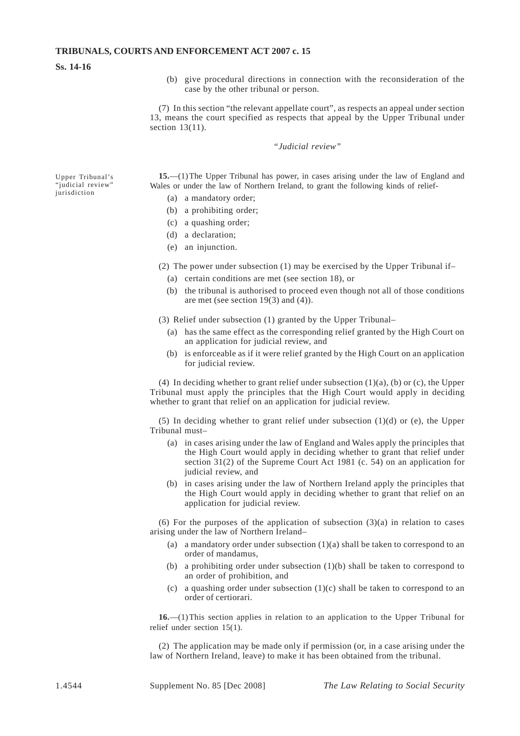(b) give procedural directions in connection with the reconsideration of the case by the other tribunal or person.

(7) In this section "the relevant appellate court", as respects an appeal under section 13, means the court specified as respects that appeal by the Upper Tribunal under section 13(11).

### *"Judicial review"*

Upper Tribunal's "judicial review" jurisdiction

**15.**—(1) The Upper Tribunal has power, in cases arising under the law of England and Wales or under the law of Northern Ireland, to grant the following kinds of relief-

- (a) a mandatory order;
- (b) a prohibiting order;
- (c) a quashing order;
- (d) a declaration;
- (e) an injunction.

(2) The power under subsection (1) may be exercised by the Upper Tribunal if–

- (a) certain conditions are met (see section 18), or
- (b) the tribunal is authorised to proceed even though not all of those conditions are met (see section 19(3) and (4)).

(3) Relief under subsection (1) granted by the Upper Tribunal–

- (a) has the same effect as the corresponding relief granted by the High Court on an application for judicial review, and
- (b) is enforceable as if it were relief granted by the High Court on an application for judicial review.

(4) In deciding whether to grant relief under subsection (1)(a), (b) or (c), the Upper Tribunal must apply the principles that the High Court would apply in deciding whether to grant that relief on an application for judicial review.

(5) In deciding whether to grant relief under subsection (1)(d) or (e), the Upper Tribunal must–

- (a) in cases arising under the law of England and Wales apply the principles that the High Court would apply in deciding whether to grant that relief under section 31(2) of the Supreme Court Act 1981 (c. 54) on an application for judicial review, and
- (b) in cases arising under the law of Northern Ireland apply the principles that the High Court would apply in deciding whether to grant that relief on an application for judicial review.

(6) For the purposes of the application of subsection (3)(a) in relation to cases arising under the law of Northern Ireland–

- (a) a mandatory order under subsection (1)(a) shall be taken to correspond to an order of mandamus,
- (b) a prohibiting order under subsection (1)(b) shall be taken to correspond to an order of prohibition, and
- (c) a quashing order under subsection (1)(c) shall be taken to correspond to an order of certiorari.

**16.**—(1) This section applies in relation to an application to the Upper Tribunal for relief under section 15(1).

(2) The application may be made only if permission (or, in a case arising under the law of Northern Ireland, leave) to make it has been obtained from the tribunal.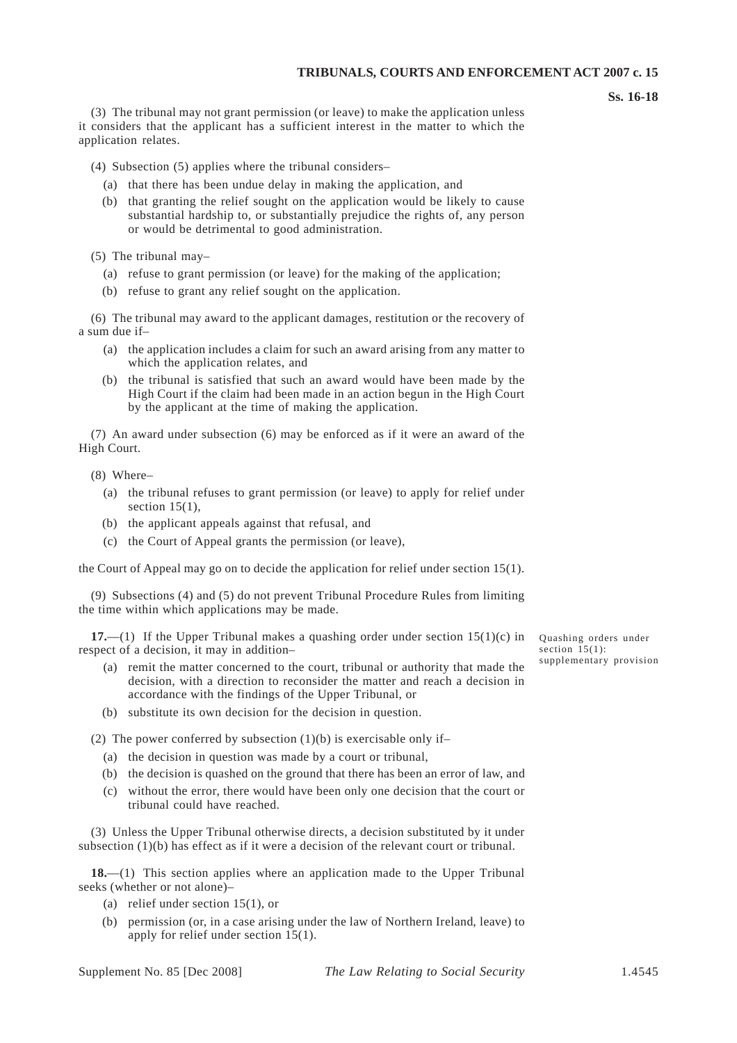(3) The tribunal may not grant permission (or leave) to make the application unless it considers that the applicant has a sufficient interest in the matter to which the application relates.

(4) Subsection (5) applies where the tribunal considers–

- (a) that there has been undue delay in making the application, and
- (b) that granting the relief sought on the application would be likely to cause substantial hardship to, or substantially prejudice the rights of, any person or would be detrimental to good administration.

(5) The tribunal may–

- (a) refuse to grant permission (or leave) for the making of the application;
- (b) refuse to grant any relief sought on the application.

(6) The tribunal may award to the applicant damages, restitution or the recovery of a sum due if–

- (a) the application includes a claim for such an award arising from any matter to which the application relates, and
- (b) the tribunal is satisfied that such an award would have been made by the High Court if the claim had been made in an action begun in the High Court by the applicant at the time of making the application.

(7) An award under subsection (6) may be enforced as if it were an award of the High Court.

(8) Where–

- (a) the tribunal refuses to grant permission (or leave) to apply for relief under section 15(1),
- (b) the applicant appeals against that refusal, and
- (c) the Court of Appeal grants the permission (or leave),

the Court of Appeal may go on to decide the application for relief under section 15(1).

(9) Subsections (4) and (5) do not prevent Tribunal Procedure Rules from limiting the time within which applications may be made.

*Quashing orders under section 15(1): supplementary provision*

**17.**—(1) If the Upper Tribunal makes a quashing order under section 15(1)(c) in respect of a decision, it may in addition–

- (a) remit the matter concerned to the court, tribunal or authority that made the decision, with a direction to reconsider the matter and reach a decision in accordance with the findings of the Upper Tribunal, or
- (b) substitute its own decision for the decision in question.

(2) The power conferred by subsection (1)(b) is exercisable only if–

- (a) the decision in question was made by a court or tribunal,
- (b) the decision is quashed on the ground that there has been an error of law, and
- (c) without the error, there would have been only one decision that the court or tribunal could have reached.

(3) Unless the Upper Tribunal otherwise directs, a decision substituted by it under subsection (1)(b) has effect as if it were a decision of the relevant court or tribunal.

**18.**—(1) This section applies where an application made to the Upper Tribunal seeks (whether or not alone)–

- (a) relief under section 15(1), or
- (b) permission (or, in a case arising under the law of Northern Ireland, leave) to apply for relief under section 15(1).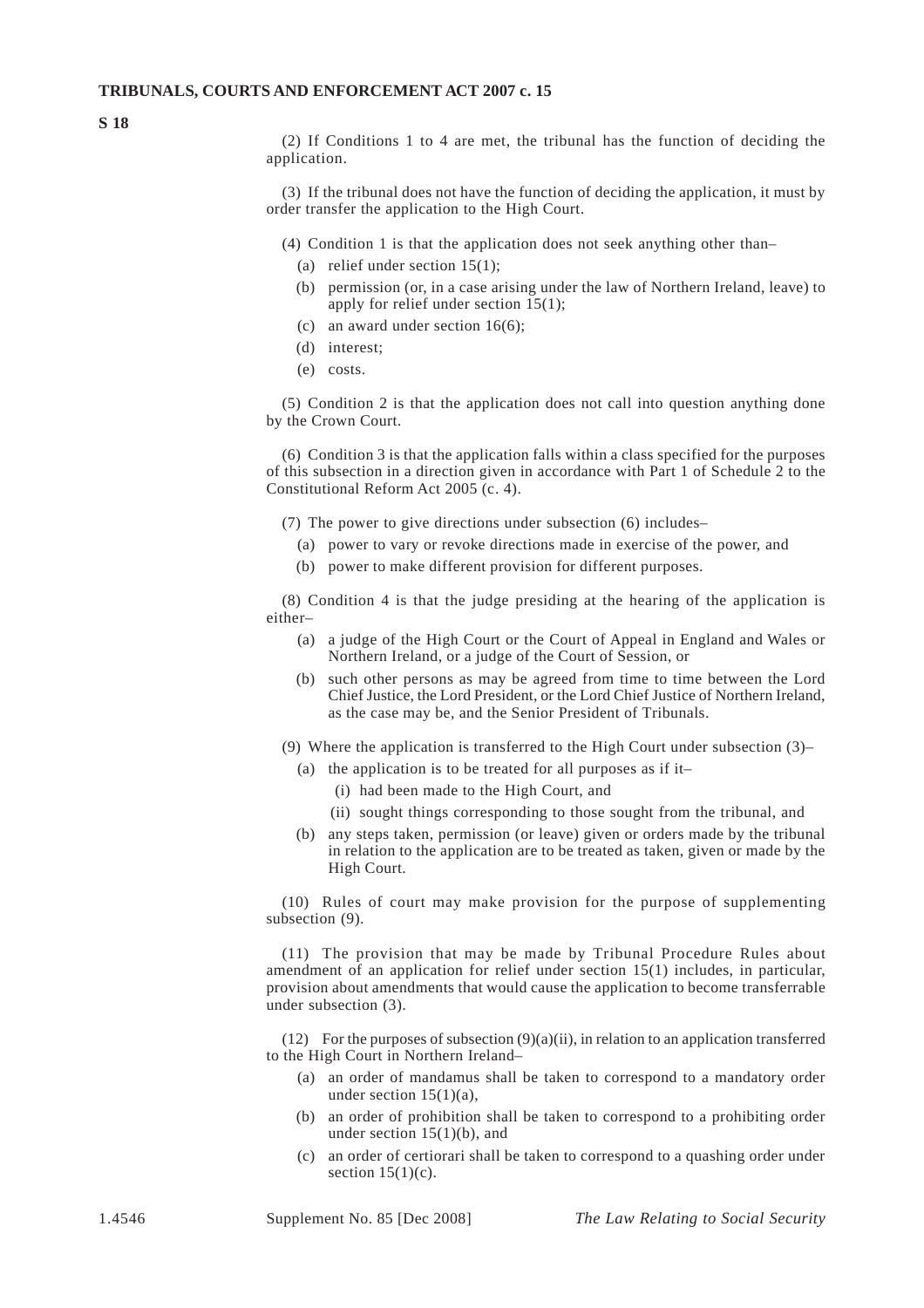(2) If Conditions 1 to 4 are met, the tribunal has the function of deciding the application.

(3) If the tribunal does not have the function of deciding the application, it must by order transfer the application to the High Court.

(4) Condition 1 is that the application does not seek anything other than–

- (a) relief under section 15(1);
- (b) permission (or, in a case arising under the law of Northern Ireland, leave) to apply for relief under section 15(1);
- (c) an award under section 16(6);
- (d) interest;
- (e) costs.

(5) Condition 2 is that the application does not call into question anything done by the Crown Court.

(6) Condition 3 is that the application falls within a class specified for the purposes of this subsection in a direction given in accordance with Part 1 of Schedule 2 to the Constitutional Reform Act 2005 (c. 4).

(7) The power to give directions under subsection (6) includes–

- (a) power to vary or revoke directions made in exercise of the power, and
- (b) power to make different provision for different purposes.

(8) Condition 4 is that the judge presiding at the hearing of the application is either–

- (a) a judge of the High Court or the Court of Appeal in England and Wales or Northern Ireland, or a judge of the Court of Session, or
- (b) such other persons as may be agreed from time to time between the Lord Chief Justice, the Lord President, or the Lord Chief Justice of Northern Ireland, as the case may be, and the Senior President of Tribunals.

(9) Where the application is transferred to the High Court under subsection (3)–

- (a) the application is to be treated for all purposes as if it–
  - (i) had been made to the High Court, and
  - (ii) sought things corresponding to those sought from the tribunal, and
- (b) any steps taken, permission (or leave) given or orders made by the tribunal in relation to the application are to be treated as taken, given or made by the High Court.

(10) Rules of court may make provision for the purpose of supplementing subsection (9).

(11) The provision that may be made by Tribunal Procedure Rules about amendment of an application for relief under section 15(1) includes, in particular, provision about amendments that would cause the application to become transferrable under subsection (3).

(12) For the purposes of subsection (9)(a)(ii), in relation to an application transferred to the High Court in Northern Ireland–

- (a) an order of mandamus shall be taken to correspond to a mandatory order under section 15(1)(a),
- (b) an order of prohibition shall be taken to correspond to a prohibiting order under section 15(1)(b), and
- (c) an order of certiorari shall be taken to correspond to a quashing order under section 15(1)(c).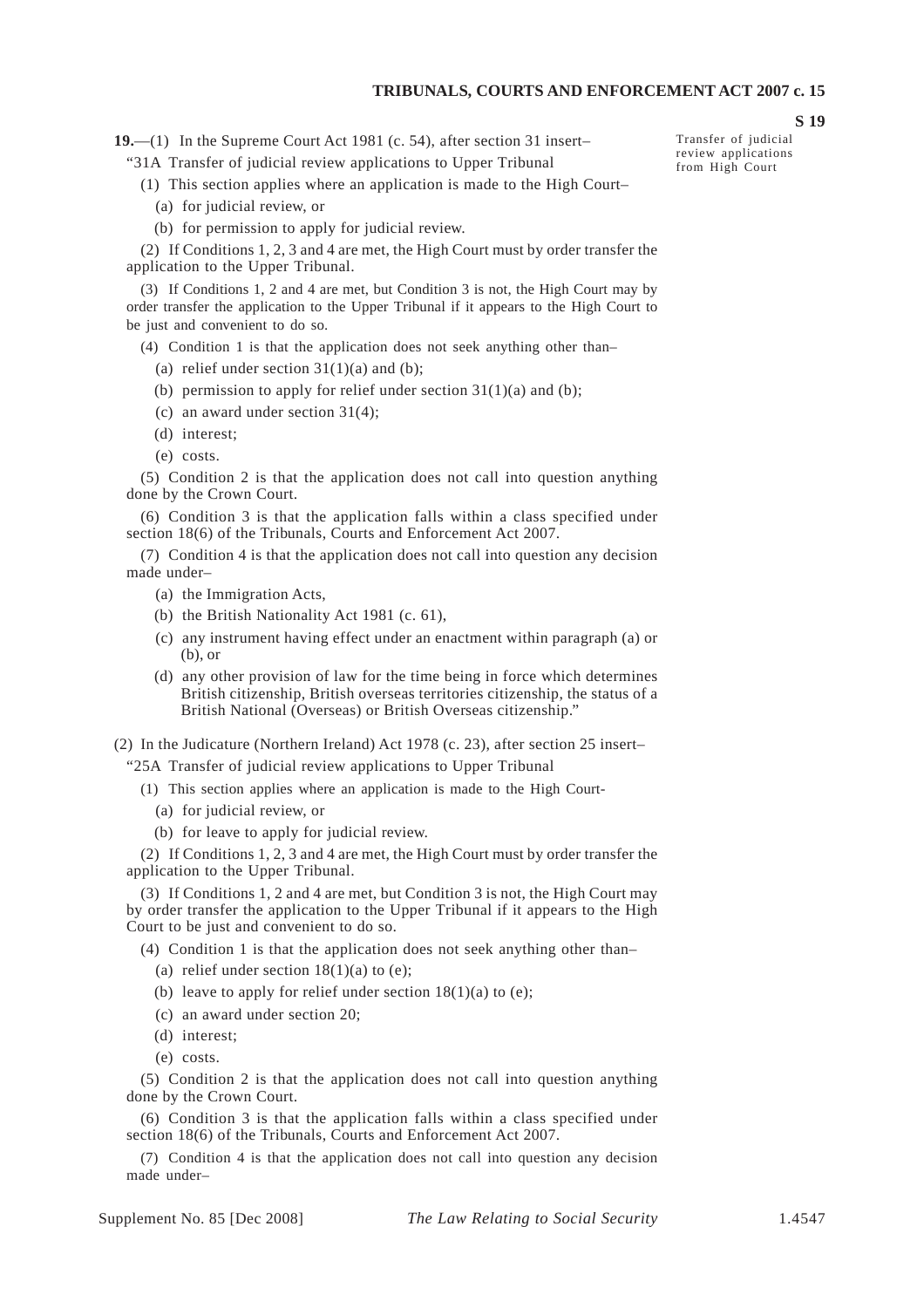**19.**—(1) In the Supreme Court Act 1981 (c. 54), after section 31 insert–

Transfer of judicial review applications from High Court

"31A Transfer of judicial review applications to Upper Tribunal

(1) This section applies where an application is made to the High Court–

(a) for judicial review, or

(b) for permission to apply for judicial review.

(2) If Conditions 1, 2, 3 and 4 are met, the High Court must by order transfer the application to the Upper Tribunal.

(3) If Conditions 1, 2 and 4 are met, but Condition 3 is not, the High Court may by order transfer the application to the Upper Tribunal if it appears to the High Court to be just and convenient to do so.

(4) Condition 1 is that the application does not seek anything other than–

(a) relief under section 31(1)(a) and (b);

(b) permission to apply for relief under section 31(1)(a) and (b);

(c) an award under section 31(4);

(d) interest;

(e) costs.

(5) Condition 2 is that the application does not call into question anything done by the Crown Court.

(6) Condition 3 is that the application falls within a class specified under section 18(6) of the Tribunals, Courts and Enforcement Act 2007.

(7) Condition 4 is that the application does not call into question any decision made under–

(a) the Immigration Acts,

(b) the British Nationality Act 1981 (c. 61),

(c) any instrument having effect under an enactment within paragraph (a) or (b), or

(d) any other provision of law for the time being in force which determines British citizenship, British overseas territories citizenship, the status of a British National (Overseas) or British Overseas citizenship."

(2) In the Judicature (Northern Ireland) Act 1978 (c. 23), after section 25 insert–

"25A Transfer of judicial review applications to Upper Tribunal

(1) This section applies where an application is made to the High Court-

(a) for judicial review, or

(b) for leave to apply for judicial review.

(2) If Conditions 1, 2, 3 and 4 are met, the High Court must by order transfer the application to the Upper Tribunal.

(3) If Conditions 1, 2 and 4 are met, but Condition 3 is not, the High Court may by order transfer the application to the Upper Tribunal if it appears to the High Court to be just and convenient to do so.

(4) Condition 1 is that the application does not seek anything other than–

(a) relief under section 18(1)(a) to (e);

(b) leave to apply for relief under section 18(1)(a) to (e);

(c) an award under section 20;

(d) interest;

(e) costs.

(5) Condition 2 is that the application does not call into question anything done by the Crown Court.

(6) Condition 3 is that the application falls within a class specified under section 18(6) of the Tribunals, Courts and Enforcement Act 2007.

(7) Condition 4 is that the application does not call into question any decision made under–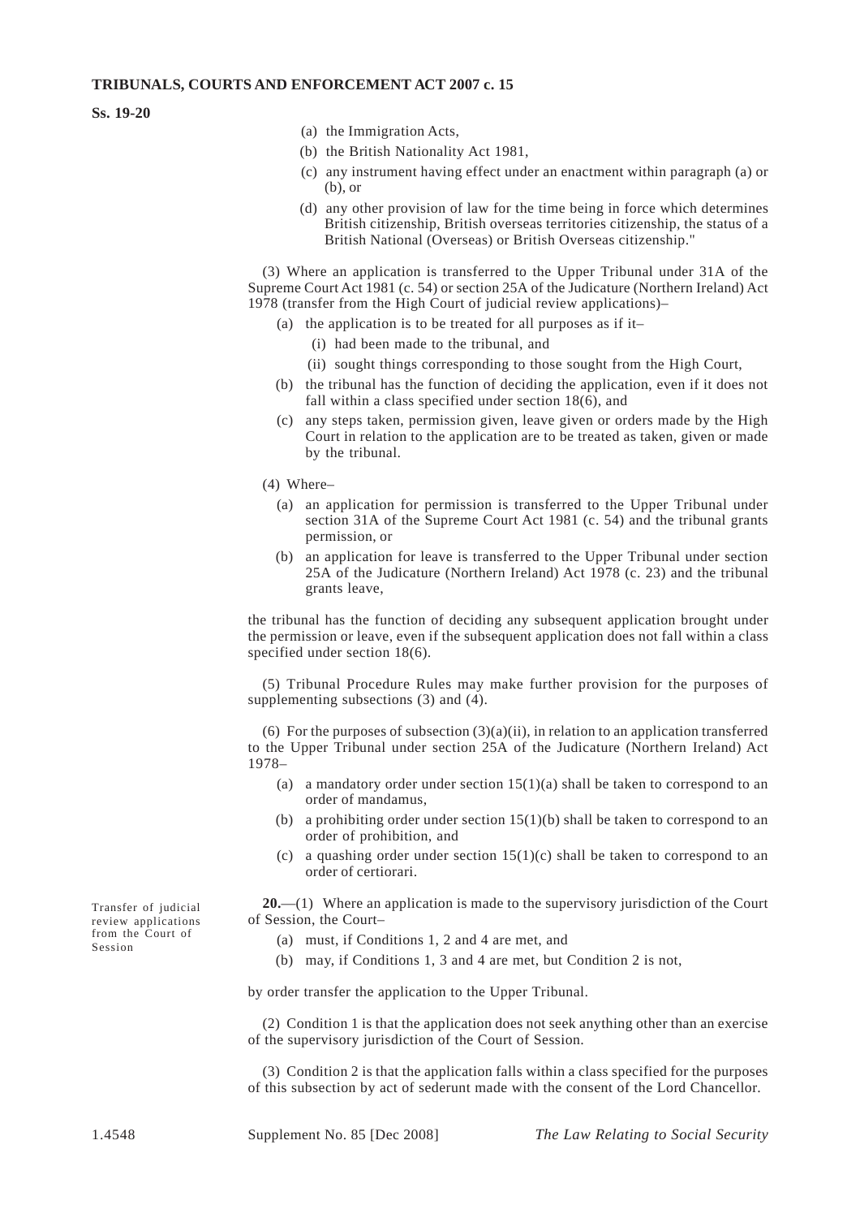(a) the Immigration Acts,

(b) the British Nationality Act 1981,

(c) any instrument having effect under an enactment within paragraph (a) or (b), or

(d) any other provision of law for the time being in force which determines British citizenship, British overseas territories citizenship, the status of a British National (Overseas) or British Overseas citizenship."

(3) Where an application is transferred to the Upper Tribunal under 31A of the Supreme Court Act 1981 (c. 54) or section 25A of the Judicature (Northern Ireland) Act 1978 (transfer from the High Court of judicial review applications)–

- (a) the application is to be treated for all purposes as if it–
  - (i) had been made to the tribunal, and
  - (ii) sought things corresponding to those sought from the High Court,
- (b) the tribunal has the function of deciding the application, even if it does not fall within a class specified under section 18(6), and
- (c) any steps taken, permission given, leave given or orders made by the High Court in relation to the application are to be treated as taken, given or made by the tribunal.

(4) Where–

- (a) an application for permission is transferred to the Upper Tribunal under section 31A of the Supreme Court Act 1981 (c. 54) and the tribunal grants permission, or
- (b) an application for leave is transferred to the Upper Tribunal under section 25A of the Judicature (Northern Ireland) Act 1978 (c. 23) and the tribunal grants leave,

the tribunal has the function of deciding any subsequent application brought under the permission or leave, even if the subsequent application does not fall within a class specified under section 18(6).

(5) Tribunal Procedure Rules may make further provision for the purposes of supplementing subsections (3) and (4).

(6) For the purposes of subsection (3)(a)(ii), in relation to an application transferred to the Upper Tribunal under section 25A of the Judicature (Northern Ireland) Act 1978–

- (a) a mandatory order under section 15(1)(a) shall be taken to correspond to an order of mandamus,
- (b) a prohibiting order under section 15(1)(b) shall be taken to correspond to an order of prohibition, and
- (c) a quashing order under section 15(1)(c) shall be taken to correspond to an order of certiorari.

*Transfer of judicial review applications from the Court of Session*

**20.**—(1) Where an application is made to the supervisory jurisdiction of the Court of Session, the Court–

- (a) must, if Conditions 1, 2 and 4 are met, and
- (b) may, if Conditions 1, 3 and 4 are met, but Condition 2 is not,

by order transfer the application to the Upper Tribunal.

(2) Condition 1 is that the application does not seek anything other than an exercise of the supervisory jurisdiction of the Court of Session.

(3) Condition 2 is that the application falls within a class specified for the purposes of this subsection by act of sederunt made with the consent of the Lord Chancellor.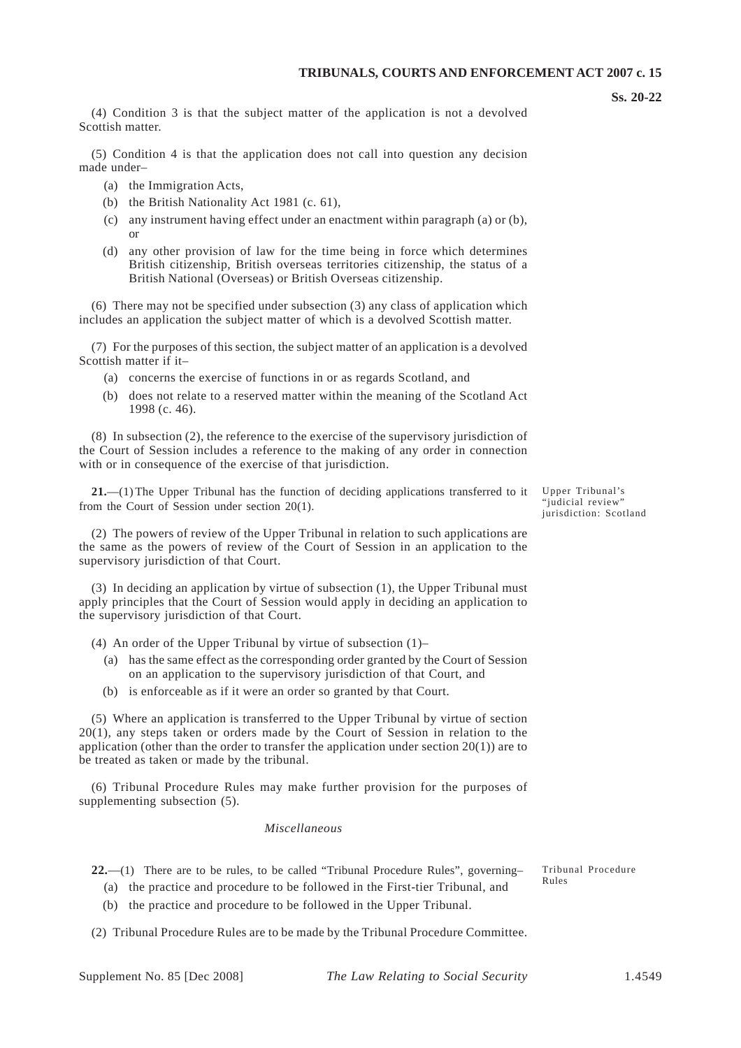(4) Condition 3 is that the subject matter of the application is not a devolved Scottish matter.

(5) Condition 4 is that the application does not call into question any decision made under–

- (a) the Immigration Acts,
- (b) the British Nationality Act 1981 (c. 61),
- (c) any instrument having effect under an enactment within paragraph (a) or (b), or
- (d) any other provision of law for the time being in force which determines British citizenship, British overseas territories citizenship, the status of a British National (Overseas) or British Overseas citizenship.

(6) There may not be specified under subsection (3) any class of application which includes an application the subject matter of which is a devolved Scottish matter.

(7) For the purposes of this section, the subject matter of an application is a devolved Scottish matter if it–

- (a) concerns the exercise of functions in or as regards Scotland, and
- (b) does not relate to a reserved matter within the meaning of the Scotland Act 1998 (c. 46).

(8) In subsection (2), the reference to the exercise of the supervisory jurisdiction of the Court of Session includes a reference to the making of any order in connection with or in consequence of the exercise of that jurisdiction.

*Upper Tribunal's "judicial review" jurisdiction: Scotland*

**21.**—(1) The Upper Tribunal has the function of deciding applications transferred to it from the Court of Session under section 20(1).

(2) The powers of review of the Upper Tribunal in relation to such applications are the same as the powers of review of the Court of Session in an application to the supervisory jurisdiction of that Court.

(3) In deciding an application by virtue of subsection (1), the Upper Tribunal must apply principles that the Court of Session would apply in deciding an application to the supervisory jurisdiction of that Court.

(4) An order of the Upper Tribunal by virtue of subsection (1)–

- (a) has the same effect as the corresponding order granted by the Court of Session on an application to the supervisory jurisdiction of that Court, and
- (b) is enforceable as if it were an order so granted by that Court.

(5) Where an application is transferred to the Upper Tribunal by virtue of section 20(1), any steps taken or orders made by the Court of Session in relation to the application (other than the order to transfer the application under section 20(1)) are to be treated as taken or made by the tribunal.

(6) Tribunal Procedure Rules may make further provision for the purposes of supplementing subsection (5).

*Miscellaneous*

*Tribunal Procedure Rules*

**22.**—(1) There are to be rules, to be called "Tribunal Procedure Rules", governing–

- (a) the practice and procedure to be followed in the First-tier Tribunal, and
- (b) the practice and procedure to be followed in the Upper Tribunal.

(2) Tribunal Procedure Rules are to be made by the Tribunal Procedure Committee.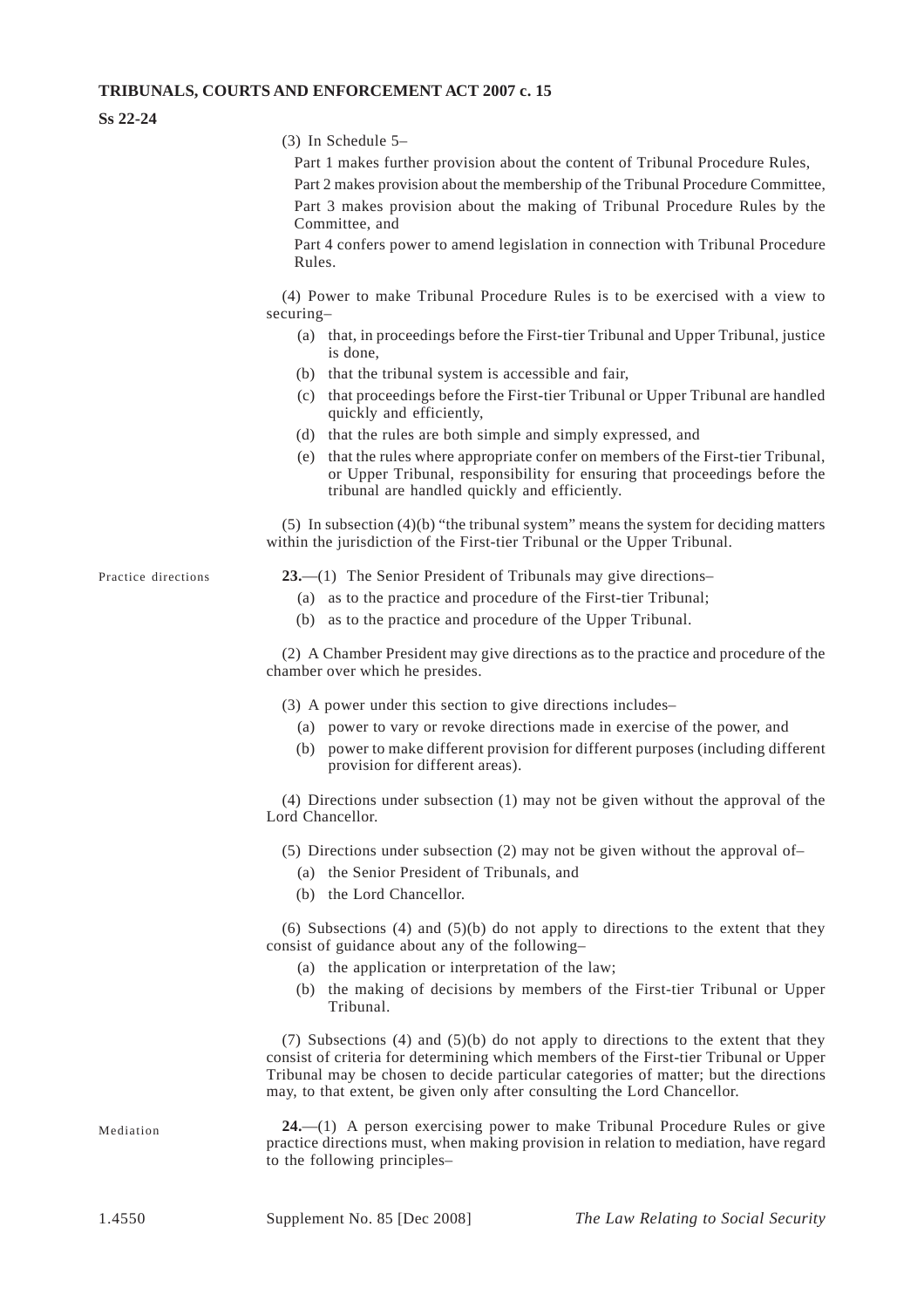(3) In Schedule 5–

Part 1 makes further provision about the content of Tribunal Procedure Rules,

Part 2 makes provision about the membership of the Tribunal Procedure Committee,

Part 3 makes provision about the making of Tribunal Procedure Rules by the Committee, and

Part 4 confers power to amend legislation in connection with Tribunal Procedure Rules.

(4) Power to make Tribunal Procedure Rules is to be exercised with a view to securing–

- (a) that, in proceedings before the First-tier Tribunal and Upper Tribunal, justice is done,
- (b) that the tribunal system is accessible and fair,
- (c) that proceedings before the First-tier Tribunal or Upper Tribunal are handled quickly and efficiently,
- (d) that the rules are both simple and simply expressed, and
- (e) that the rules where appropriate confer on members of the First-tier Tribunal, or Upper Tribunal, responsibility for ensuring that proceedings before the tribunal are handled quickly and efficiently.

(5) In subsection (4)(b) "the tribunal system" means the system for deciding matters within the jurisdiction of the First-tier Tribunal or the Upper Tribunal.

Practice directions

**23.**—(1) The Senior President of Tribunals may give directions–

- (a) as to the practice and procedure of the First-tier Tribunal;
- (b) as to the practice and procedure of the Upper Tribunal.

(2) A Chamber President may give directions as to the practice and procedure of the chamber over which he presides.

(3) A power under this section to give directions includes–

- (a) power to vary or revoke directions made in exercise of the power, and
- (b) power to make different provision for different purposes (including different provision for different areas).

(4) Directions under subsection (1) may not be given without the approval of the Lord Chancellor.

(5) Directions under subsection (2) may not be given without the approval of–

- (a) the Senior President of Tribunals, and
- (b) the Lord Chancellor.

(6) Subsections (4) and (5)(b) do not apply to directions to the extent that they consist of guidance about any of the following–

- (a) the application or interpretation of the law;
- (b) the making of decisions by members of the First-tier Tribunal or Upper Tribunal.

(7) Subsections (4) and (5)(b) do not apply to directions to the extent that they consist of criteria for determining which members of the First-tier Tribunal or Upper Tribunal may be chosen to decide particular categories of matter; but the directions may, to that extent, be given only after consulting the Lord Chancellor.

Mediation

**24.**—(1) A person exercising power to make Tribunal Procedure Rules or give practice directions must, when making provision in relation to mediation, have regard to the following principles–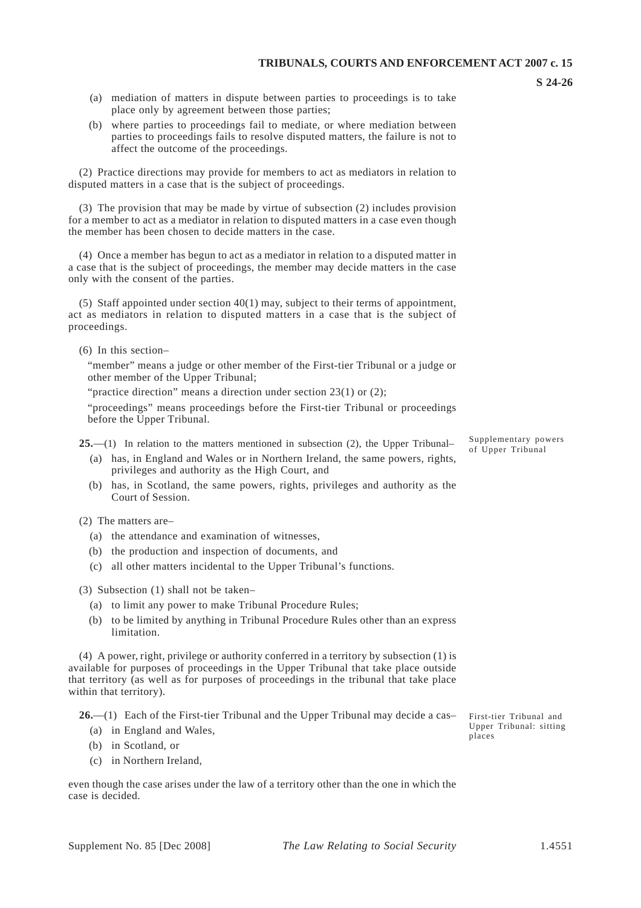(a) mediation of matters in dispute between parties to proceedings is to take place only by agreement between those parties;

(b) where parties to proceedings fail to mediate, or where mediation between parties to proceedings fails to resolve disputed matters, the failure is not to affect the outcome of the proceedings.

(2) Practice directions may provide for members to act as mediators in relation to disputed matters in a case that is the subject of proceedings.

(3) The provision that may be made by virtue of subsection (2) includes provision for a member to act as a mediator in relation to disputed matters in a case even though the member has been chosen to decide matters in the case.

(4) Once a member has begun to act as a mediator in relation to a disputed matter in a case that is the subject of proceedings, the member may decide matters in the case only with the consent of the parties.

(5) Staff appointed under section 40(1) may, subject to their terms of appointment, act as mediators in relation to disputed matters in a case that is the subject of proceedings.

(6) In this section–

"member" means a judge or other member of the First-tier Tribunal or a judge or other member of the Upper Tribunal;

"practice direction" means a direction under section 23(1) or (2);

"proceedings" means proceedings before the First-tier Tribunal or proceedings before the Upper Tribunal.

*Supplementary powers of Upper Tribunal*

**25.**—(1) In relation to the matters mentioned in subsection (2), the Upper Tribunal–

(a) has, in England and Wales or in Northern Ireland, the same powers, rights, privileges and authority as the High Court, and

(b) has, in Scotland, the same powers, rights, privileges and authority as the Court of Session.

(2) The matters are–

(a) the attendance and examination of witnesses,

(b) the production and inspection of documents, and

(c) all other matters incidental to the Upper Tribunal's functions.

(3) Subsection (1) shall not be taken–

(a) to limit any power to make Tribunal Procedure Rules;

(b) to be limited by anything in Tribunal Procedure Rules other than an express limitation.

(4) A power, right, privilege or authority conferred in a territory by subsection (1) is available for purposes of proceedings in the Upper Tribunal that take place outside that territory (as well as for purposes of proceedings in the tribunal that take place within that territory).

*First-tier Tribunal and Upper Tribunal: sitting places*

**26.**—(1) Each of the First-tier Tribunal and the Upper Tribunal may decide a cas–

(a) in England and Wales,

(b) in Scotland, or

(c) in Northern Ireland,

even though the case arises under the law of a territory other than the one in which the case is decided.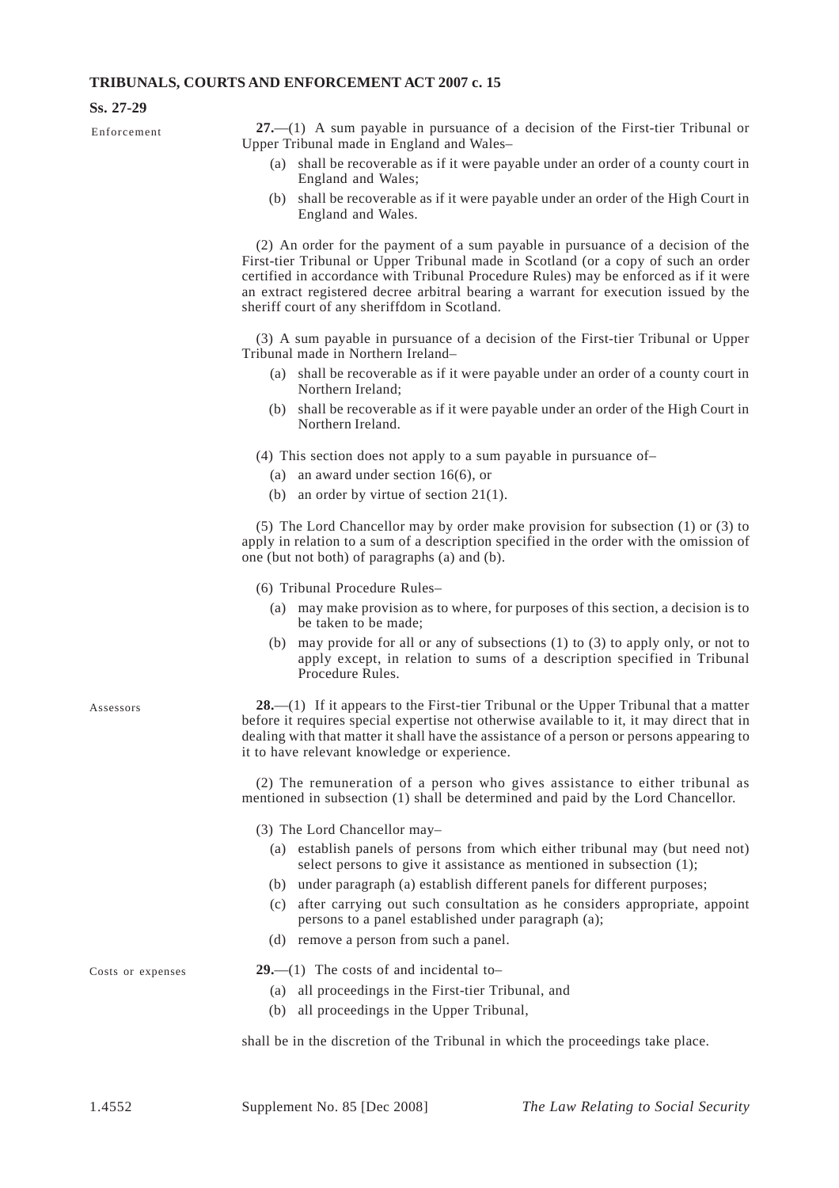**Ss. 27-29**

Enforcement

**27.**—(1) A sum payable in pursuance of a decision of the First-tier Tribunal or Upper Tribunal made in England and Wales–

- (a) shall be recoverable as if it were payable under an order of a county court in England and Wales;
- (b) shall be recoverable as if it were payable under an order of the High Court in England and Wales.

(2) An order for the payment of a sum payable in pursuance of a decision of the First-tier Tribunal or Upper Tribunal made in Scotland (or a copy of such an order certified in accordance with Tribunal Procedure Rules) may be enforced as if it were an extract registered decree arbitral bearing a warrant for execution issued by the sheriff court of any sheriffdom in Scotland.

(3) A sum payable in pursuance of a decision of the First-tier Tribunal or Upper Tribunal made in Northern Ireland–

- (a) shall be recoverable as if it were payable under an order of a county court in Northern Ireland;
- (b) shall be recoverable as if it were payable under an order of the High Court in Northern Ireland.

(4) This section does not apply to a sum payable in pursuance of–

- (a) an award under section 16(6), or
- (b) an order by virtue of section 21(1).

(5) The Lord Chancellor may by order make provision for subsection (1) or (3) to apply in relation to a sum of a description specified in the order with the omission of one (but not both) of paragraphs (a) and (b).

(6) Tribunal Procedure Rules–

- (a) may make provision as to where, for purposes of this section, a decision is to be taken to be made;
- (b) may provide for all or any of subsections (1) to (3) to apply only, or not to apply except, in relation to sums of a description specified in Tribunal Procedure Rules.

Assessors

**28.**—(1) If it appears to the First-tier Tribunal or the Upper Tribunal that a matter before it requires special expertise not otherwise available to it, it may direct that in dealing with that matter it shall have the assistance of a person or persons appearing to it to have relevant knowledge or experience.

(2) The remuneration of a person who gives assistance to either tribunal as mentioned in subsection (1) shall be determined and paid by the Lord Chancellor.

(3) The Lord Chancellor may–

- (a) establish panels of persons from which either tribunal may (but need not) select persons to give it assistance as mentioned in subsection (1);
- (b) under paragraph (a) establish different panels for different purposes;
- (c) after carrying out such consultation as he considers appropriate, appoint persons to a panel established under paragraph (a);
- (d) remove a person from such a panel.

Costs or expenses

**29.**—(1) The costs of and incidental to–

- (a) all proceedings in the First-tier Tribunal, and
- (b) all proceedings in the Upper Tribunal,

shall be in the discretion of the Tribunal in which the proceedings take place.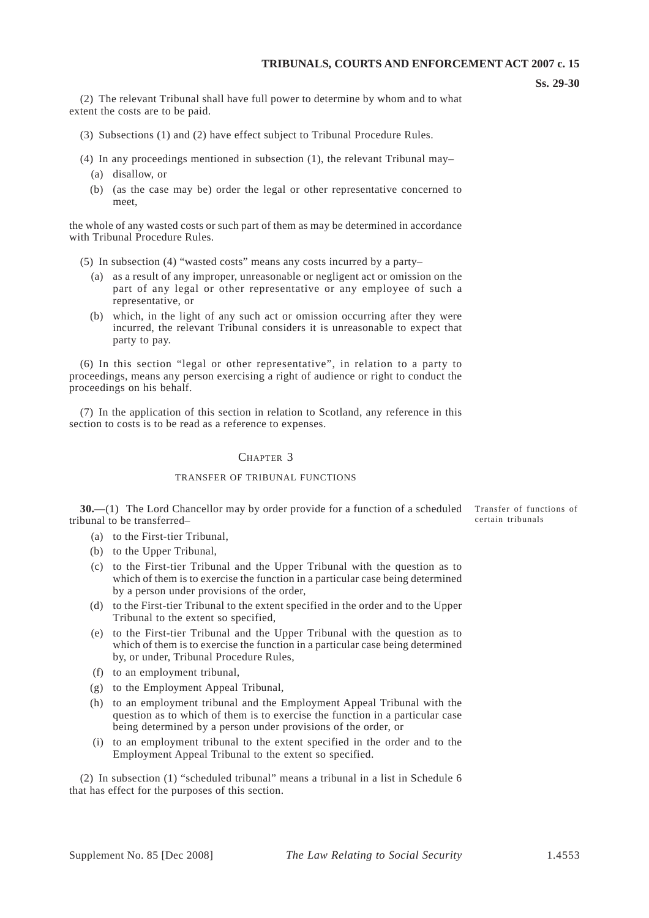(2) The relevant Tribunal shall have full power to determine by whom and to what extent the costs are to be paid.

(3) Subsections (1) and (2) have effect subject to Tribunal Procedure Rules.

(4) In any proceedings mentioned in subsection (1), the relevant Tribunal may–

(a) disallow, or

(b) (as the case may be) order the legal or other representative concerned to meet,

the whole of any wasted costs or such part of them as may be determined in accordance with Tribunal Procedure Rules.

(5) In subsection (4) "wasted costs" means any costs incurred by a party–

(a) as a result of any improper, unreasonable or negligent act or omission on the part of any legal or other representative or any employee of such a representative, or

(b) which, in the light of any such act or omission occurring after they were incurred, the relevant Tribunal considers it is unreasonable to expect that party to pay.

(6) In this section "legal or other representative", in relation to a party to proceedings, means any person exercising a right of audience or right to conduct the proceedings on his behalf.

(7) In the application of this section in relation to Scotland, any reference in this section to costs is to be read as a reference to expenses.

## CHAPTER 3

### TRANSFER OF TRIBUNAL FUNCTIONS

Transfer of functions of certain tribunals

**30.**—(1) The Lord Chancellor may by order provide for a function of a scheduled tribunal to be transferred–

(a) to the First-tier Tribunal,

(b) to the Upper Tribunal,

(c) to the First-tier Tribunal and the Upper Tribunal with the question as to which of them is to exercise the function in a particular case being determined by a person under provisions of the order,

(d) to the First-tier Tribunal to the extent specified in the order and to the Upper Tribunal to the extent so specified,

(e) to the First-tier Tribunal and the Upper Tribunal with the question as to which of them is to exercise the function in a particular case being determined by, or under, Tribunal Procedure Rules,

(f) to an employment tribunal,

(g) to the Employment Appeal Tribunal,

(h) to an employment tribunal and the Employment Appeal Tribunal with the question as to which of them is to exercise the function in a particular case being determined by a person under provisions of the order, or

(i) to an employment tribunal to the extent specified in the order and to the Employment Appeal Tribunal to the extent so specified.

(2) In subsection (1) "scheduled tribunal" means a tribunal in a list in Schedule 6 that has effect for the purposes of this section.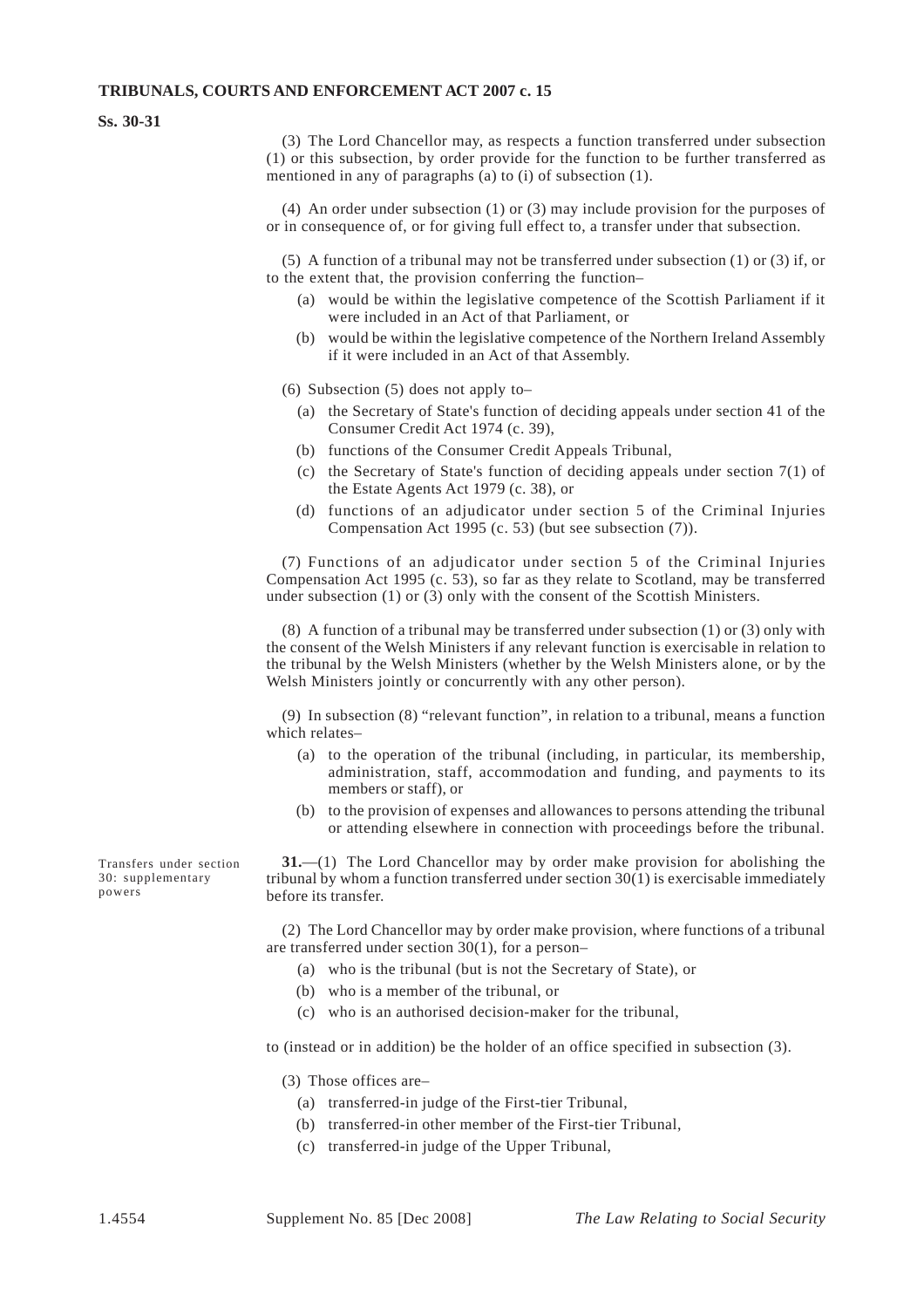(3) The Lord Chancellor may, as respects a function transferred under subsection (1) or this subsection, by order provide for the function to be further transferred as mentioned in any of paragraphs (a) to (i) of subsection (1).

(4) An order under subsection (1) or (3) may include provision for the purposes of or in consequence of, or for giving full effect to, a transfer under that subsection.

(5) A function of a tribunal may not be transferred under subsection (1) or (3) if, or to the extent that, the provision conferring the function–

- (a) would be within the legislative competence of the Scottish Parliament if it were included in an Act of that Parliament, or
- (b) would be within the legislative competence of the Northern Ireland Assembly if it were included in an Act of that Assembly.

(6) Subsection (5) does not apply to–

- (a) the Secretary of State's function of deciding appeals under section 41 of the Consumer Credit Act 1974 (c. 39),
- (b) functions of the Consumer Credit Appeals Tribunal,
- (c) the Secretary of State's function of deciding appeals under section 7(1) of the Estate Agents Act 1979 (c. 38), or
- (d) functions of an adjudicator under section 5 of the Criminal Injuries Compensation Act 1995 (c. 53) (but see subsection (7)).

(7) Functions of an adjudicator under section 5 of the Criminal Injuries Compensation Act 1995 (c. 53), so far as they relate to Scotland, may be transferred under subsection (1) or (3) only with the consent of the Scottish Ministers.

(8) A function of a tribunal may be transferred under subsection (1) or (3) only with the consent of the Welsh Ministers if any relevant function is exercisable in relation to the tribunal by the Welsh Ministers (whether by the Welsh Ministers alone, or by the Welsh Ministers jointly or concurrently with any other person).

(9) In subsection (8) "relevant function", in relation to a tribunal, means a function which relates–

- (a) to the operation of the tribunal (including, in particular, its membership, administration, staff, accommodation and funding, and payments to its members or staff), or
- (b) to the provision of expenses and allowances to persons attending the tribunal or attending elsewhere in connection with proceedings before the tribunal.

*Transfers under section 30: supplementary powers*

**31.**—(1) The Lord Chancellor may by order make provision for abolishing the tribunal by whom a function transferred under section 30(1) is exercisable immediately before its transfer.

(2) The Lord Chancellor may by order make provision, where functions of a tribunal are transferred under section 30(1), for a person–

- (a) who is the tribunal (but is not the Secretary of State), or
- (b) who is a member of the tribunal, or
- (c) who is an authorised decision-maker for the tribunal,

to (instead or in addition) be the holder of an office specified in subsection (3).

(3) Those offices are–

- (a) transferred-in judge of the First-tier Tribunal,
- (b) transferred-in other member of the First-tier Tribunal,
- (c) transferred-in judge of the Upper Tribunal,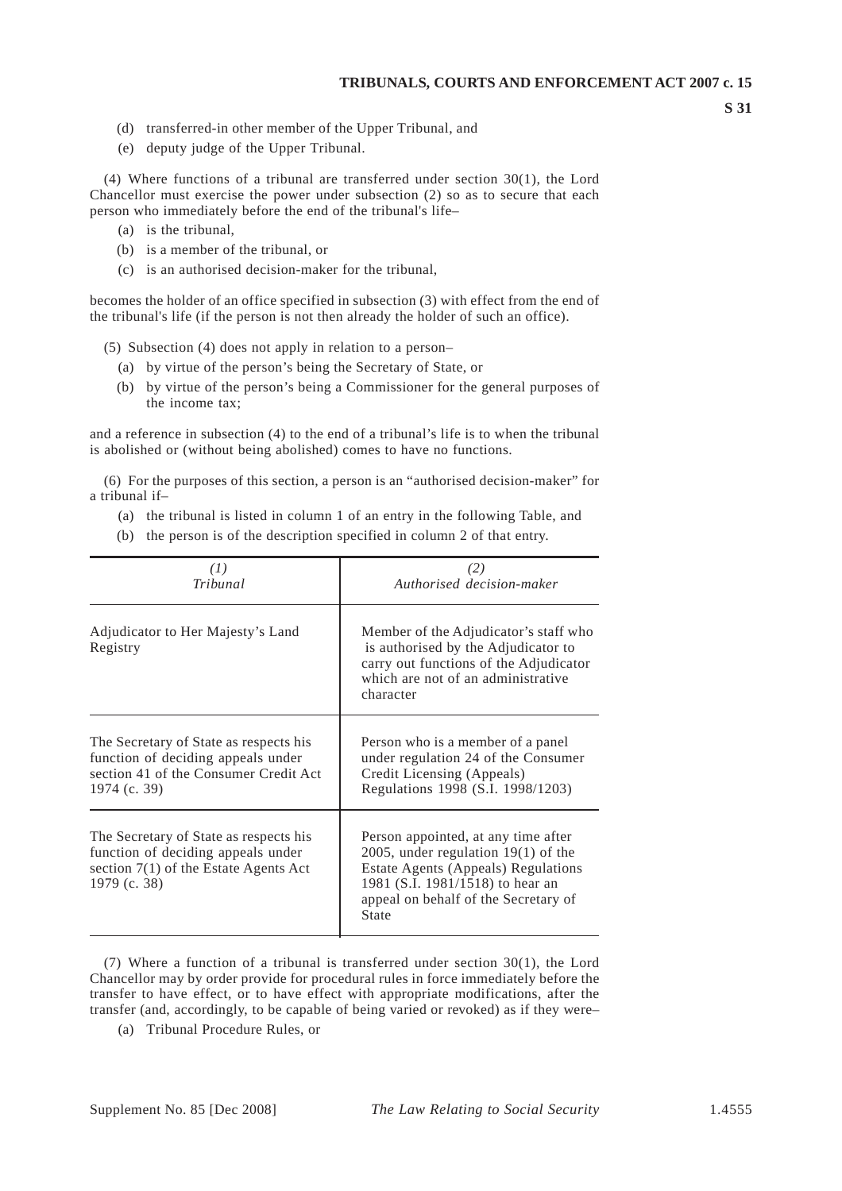(d) transferred-in other member of the Upper Tribunal, and

(e) deputy judge of the Upper Tribunal.

(4) Where functions of a tribunal are transferred under section 30(1), the Lord Chancellor must exercise the power under subsection (2) so as to secure that each person who immediately before the end of the tribunal's life–

(a) is the tribunal,

(b) is a member of the tribunal, or

(c) is an authorised decision-maker for the tribunal,

becomes the holder of an office specified in subsection (3) with effect from the end of the tribunal's life (if the person is not then already the holder of such an office).

(5) Subsection (4) does not apply in relation to a person–

(a) by virtue of the person's being the Secretary of State, or

(b) by virtue of the person's being a Commissioner for the general purposes of the income tax;

and a reference in subsection (4) to the end of a tribunal's life is to when the tribunal is abolished or (without being abolished) comes to have no functions.

(6) For the purposes of this section, a person is an "authorised decision-maker" for a tribunal if–

(a) the tribunal is listed in column 1 of an entry in the following Table, and

(b) the person is of the description specified in column 2 of that entry.

| *(1)* *Tribunal* | *(2)* *Authorised decision-maker* |
|---|---|
| Adjudicator to Her Majesty's Land Registry | Member of the Adjudicator's staff who is authorised by the Adjudicator to carry out functions of the Adjudicator which are not of an administrative character |
| The Secretary of State as respects his function of deciding appeals under section 41 of the Consumer Credit Act 1974 (c. 39) | Person who is a member of a panel under regulation 24 of the Consumer Credit Licensing (Appeals) Regulations 1998 (S.I. 1998/1203) |
| The Secretary of State as respects his function of deciding appeals under section 7(1) of the Estate Agents Act 1979 (c. 38) | Person appointed, at any time after 2005, under regulation 19(1) of the Estate Agents (Appeals) Regulations 1981 (S.I. 1981/1518) to hear an appeal on behalf of the Secretary of State |

(7) Where a function of a tribunal is transferred under section 30(1), the Lord Chancellor may by order provide for procedural rules in force immediately before the transfer to have effect, or to have effect with appropriate modifications, after the transfer (and, accordingly, to be capable of being varied or revoked) as if they were–

(a) Tribunal Procedure Rules, or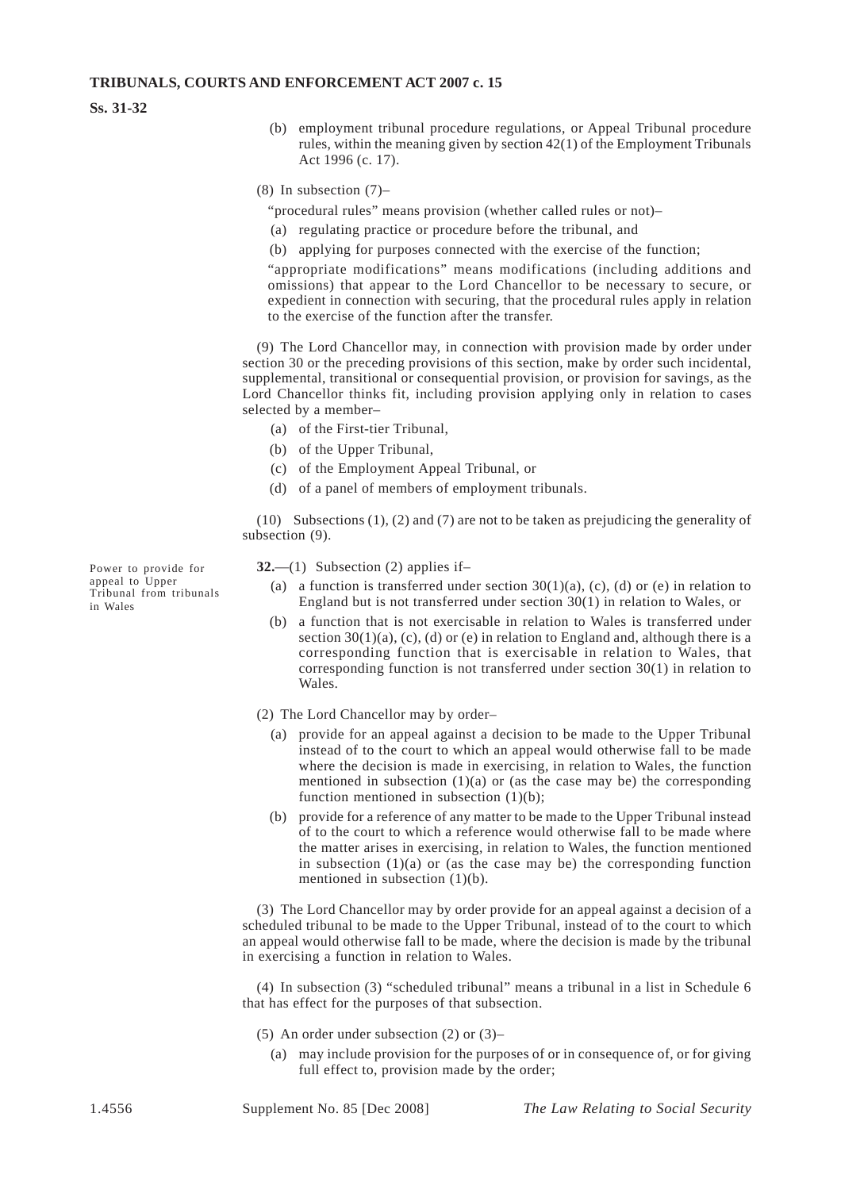(b) employment tribunal procedure regulations, or Appeal Tribunal procedure rules, within the meaning given by section 42(1) of the Employment Tribunals Act 1996 (c. 17).

(8) In subsection (7)–

"procedural rules" means provision (whether called rules or not)–

(a) regulating practice or procedure before the tribunal, and

(b) applying for purposes connected with the exercise of the function;

"appropriate modifications" means modifications (including additions and omissions) that appear to the Lord Chancellor to be necessary to secure, or expedient in connection with securing, that the procedural rules apply in relation to the exercise of the function after the transfer.

(9) The Lord Chancellor may, in connection with provision made by order under section 30 or the preceding provisions of this section, make by order such incidental, supplemental, transitional or consequential provision, or provision for savings, as the Lord Chancellor thinks fit, including provision applying only in relation to cases selected by a member–

(a) of the First-tier Tribunal,

(b) of the Upper Tribunal,

(c) of the Employment Appeal Tribunal, or

(d) of a panel of members of employment tribunals.

(10) Subsections (1), (2) and (7) are not to be taken as prejudicing the generality of subsection (9).

*Power to provide for appeal to Upper Tribunal from tribunals in Wales*

**32.**—(1) Subsection (2) applies if–

(a) a function is transferred under section 30(1)(a), (c), (d) or (e) in relation to England but is not transferred under section 30(1) in relation to Wales, or

(b) a function that is not exercisable in relation to Wales is transferred under section 30(1)(a), (c), (d) or (e) in relation to England and, although there is a corresponding function that is exercisable in relation to Wales, that corresponding function is not transferred under section 30(1) in relation to Wales.

(2) The Lord Chancellor may by order–

(a) provide for an appeal against a decision to be made to the Upper Tribunal instead of to the court to which an appeal would otherwise fall to be made where the decision is made in exercising, in relation to Wales, the function mentioned in subsection (1)(a) or (as the case may be) the corresponding function mentioned in subsection (1)(b);

(b) provide for a reference of any matter to be made to the Upper Tribunal instead of to the court to which a reference would otherwise fall to be made where the matter arises in exercising, in relation to Wales, the function mentioned in subsection (1)(a) or (as the case may be) the corresponding function mentioned in subsection (1)(b).

(3) The Lord Chancellor may by order provide for an appeal against a decision of a scheduled tribunal to be made to the Upper Tribunal, instead of to the court to which an appeal would otherwise fall to be made, where the decision is made by the tribunal in exercising a function in relation to Wales.

(4) In subsection (3) "scheduled tribunal" means a tribunal in a list in Schedule 6 that has effect for the purposes of that subsection.

(5) An order under subsection (2) or (3)–

(a) may include provision for the purposes of or in consequence of, or for giving full effect to, provision made by the order;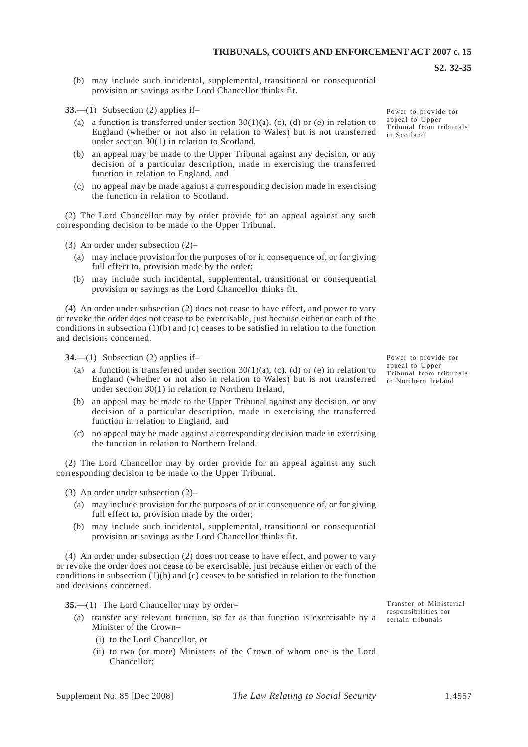(b) may include such incidental, supplemental, transitional or consequential provision or savings as the Lord Chancellor thinks fit.

*Power to provide for appeal to Upper Tribunal from tribunals in Scotland*

**33.**—(1) Subsection (2) applies if–

(a) a function is transferred under section 30(1)(a), (c), (d) or (e) in relation to England (whether or not also in relation to Wales) but is not transferred under section 30(1) in relation to Scotland,

(b) an appeal may be made to the Upper Tribunal against any decision, or any decision of a particular description, made in exercising the transferred function in relation to England, and

(c) no appeal may be made against a corresponding decision made in exercising the function in relation to Scotland.

(2) The Lord Chancellor may by order provide for an appeal against any such corresponding decision to be made to the Upper Tribunal.

(3) An order under subsection (2)–

(a) may include provision for the purposes of or in consequence of, or for giving full effect to, provision made by the order;

(b) may include such incidental, supplemental, transitional or consequential provision or savings as the Lord Chancellor thinks fit.

(4) An order under subsection (2) does not cease to have effect, and power to vary or revoke the order does not cease to be exercisable, just because either or each of the conditions in subsection (1)(b) and (c) ceases to be satisfied in relation to the function and decisions concerned.

*Power to provide for appeal to Upper Tribunal from tribunals in Northern Ireland*

**34.**—(1) Subsection (2) applies if–

(a) a function is transferred under section 30(1)(a), (c), (d) or (e) in relation to England (whether or not also in relation to Wales) but is not transferred under section 30(1) in relation to Northern Ireland,

(b) an appeal may be made to the Upper Tribunal against any decision, or any decision of a particular description, made in exercising the transferred function in relation to England, and

(c) no appeal may be made against a corresponding decision made in exercising the function in relation to Northern Ireland.

(2) The Lord Chancellor may by order provide for an appeal against any such corresponding decision to be made to the Upper Tribunal.

(3) An order under subsection (2)–

(a) may include provision for the purposes of or in consequence of, or for giving full effect to, provision made by the order;

(b) may include such incidental, supplemental, transitional or consequential provision or savings as the Lord Chancellor thinks fit.

(4) An order under subsection (2) does not cease to have effect, and power to vary or revoke the order does not cease to be exercisable, just because either or each of the conditions in subsection (1)(b) and (c) ceases to be satisfied in relation to the function and decisions concerned.

*Transfer of Ministerial responsibilities for certain tribunals*

**35.**—(1) The Lord Chancellor may by order–

(a) transfer any relevant function, so far as that function is exercisable by a Minister of the Crown–

(i) to the Lord Chancellor, or

(ii) to two (or more) Ministers of the Crown of whom one is the Lord Chancellor;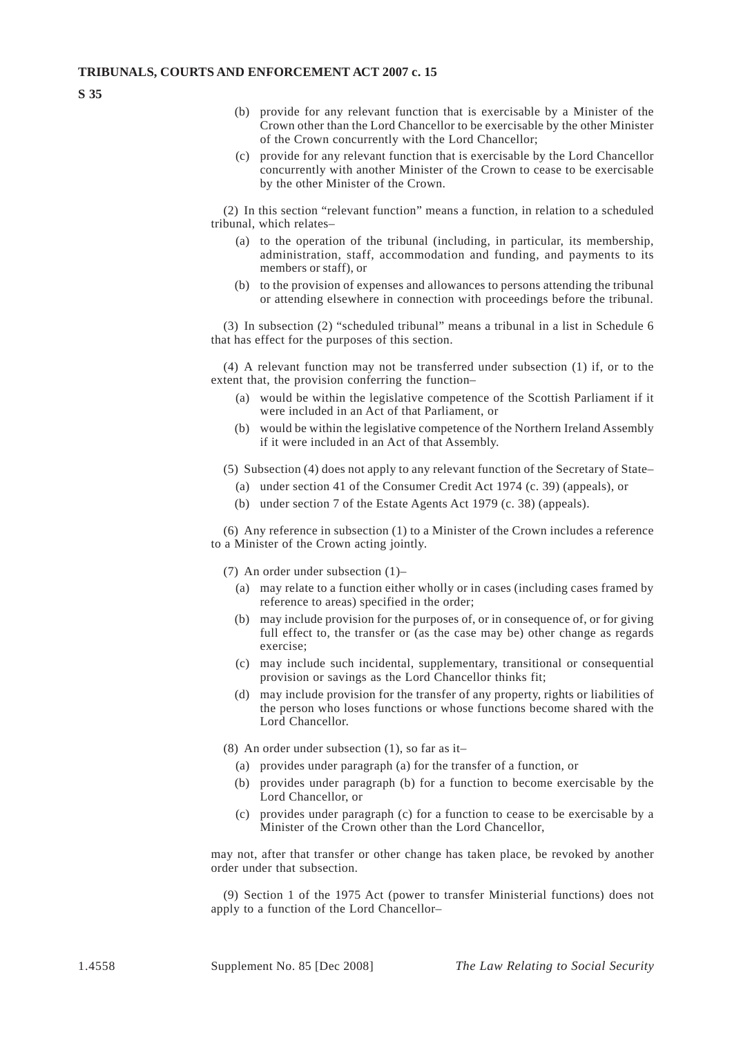(b) provide for any relevant function that is exercisable by a Minister of the Crown other than the Lord Chancellor to be exercisable by the other Minister of the Crown concurrently with the Lord Chancellor;

(c) provide for any relevant function that is exercisable by the Lord Chancellor concurrently with another Minister of the Crown to cease to be exercisable by the other Minister of the Crown.

(2) In this section "relevant function" means a function, in relation to a scheduled tribunal, which relates–

(a) to the operation of the tribunal (including, in particular, its membership, administration, staff, accommodation and funding, and payments to its members or staff), or

(b) to the provision of expenses and allowances to persons attending the tribunal or attending elsewhere in connection with proceedings before the tribunal.

(3) In subsection (2) "scheduled tribunal" means a tribunal in a list in Schedule 6 that has effect for the purposes of this section.

(4) A relevant function may not be transferred under subsection (1) if, or to the extent that, the provision conferring the function–

(a) would be within the legislative competence of the Scottish Parliament if it were included in an Act of that Parliament, or

(b) would be within the legislative competence of the Northern Ireland Assembly if it were included in an Act of that Assembly.

(5) Subsection (4) does not apply to any relevant function of the Secretary of State–

(a) under section 41 of the Consumer Credit Act 1974 (c. 39) (appeals), or

(b) under section 7 of the Estate Agents Act 1979 (c. 38) (appeals).

(6) Any reference in subsection (1) to a Minister of the Crown includes a reference to a Minister of the Crown acting jointly.

(7) An order under subsection (1)–

(a) may relate to a function either wholly or in cases (including cases framed by reference to areas) specified in the order;

(b) may include provision for the purposes of, or in consequence of, or for giving full effect to, the transfer or (as the case may be) other change as regards exercise;

(c) may include such incidental, supplementary, transitional or consequential provision or savings as the Lord Chancellor thinks fit;

(d) may include provision for the transfer of any property, rights or liabilities of the person who loses functions or whose functions become shared with the Lord Chancellor.

(8) An order under subsection (1), so far as it–

(a) provides under paragraph (a) for the transfer of a function, or

(b) provides under paragraph (b) for a function to become exercisable by the Lord Chancellor, or

(c) provides under paragraph (c) for a function to cease to be exercisable by a Minister of the Crown other than the Lord Chancellor,

may not, after that transfer or other change has taken place, be revoked by another order under that subsection.

(9) Section 1 of the 1975 Act (power to transfer Ministerial functions) does not apply to a function of the Lord Chancellor–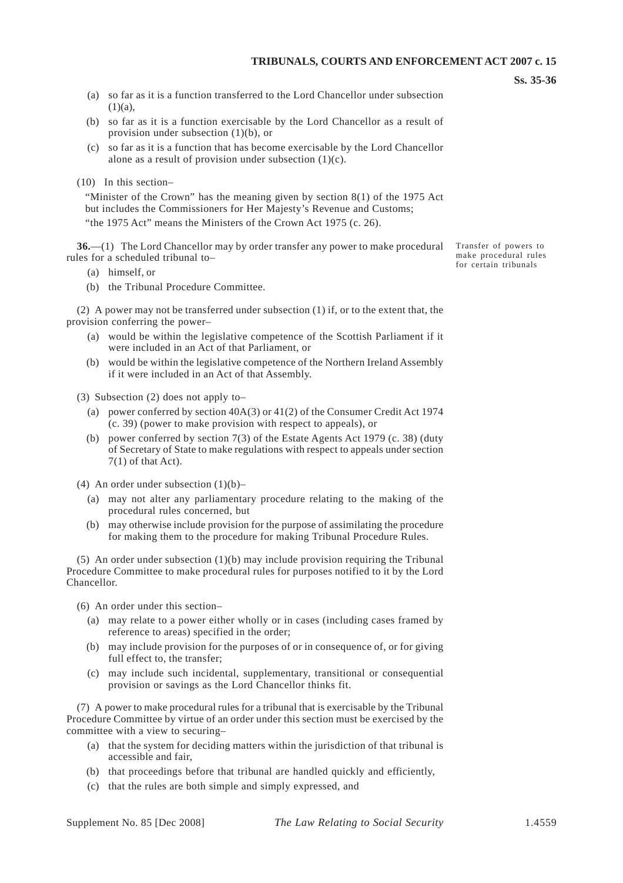(a) so far as it is a function transferred to the Lord Chancellor under subsection (1)(a),

(b) so far as it is a function exercisable by the Lord Chancellor as a result of provision under subsection (1)(b), or

(c) so far as it is a function that has become exercisable by the Lord Chancellor alone as a result of provision under subsection (1)(c).

(10) In this section–

"Minister of the Crown" has the meaning given by section 8(1) of the 1975 Act but includes the Commissioners for Her Majesty's Revenue and Customs;

"the 1975 Act" means the Ministers of the Crown Act 1975 (c. 26).

*Transfer of powers to make procedural rules for certain tribunals*

**36.**—(1) The Lord Chancellor may by order transfer any power to make procedural rules for a scheduled tribunal to–

(a) himself, or

(b) the Tribunal Procedure Committee.

(2) A power may not be transferred under subsection (1) if, or to the extent that, the provision conferring the power–

(a) would be within the legislative competence of the Scottish Parliament if it were included in an Act of that Parliament, or

(b) would be within the legislative competence of the Northern Ireland Assembly if it were included in an Act of that Assembly.

(3) Subsection (2) does not apply to–

(a) power conferred by section 40A(3) or 41(2) of the Consumer Credit Act 1974 (c. 39) (power to make provision with respect to appeals), or

(b) power conferred by section 7(3) of the Estate Agents Act 1979 (c. 38) (duty of Secretary of State to make regulations with respect to appeals under section 7(1) of that Act).

(4) An order under subsection (1)(b)–

(a) may not alter any parliamentary procedure relating to the making of the procedural rules concerned, but

(b) may otherwise include provision for the purpose of assimilating the procedure for making them to the procedure for making Tribunal Procedure Rules.

(5) An order under subsection (1)(b) may include provision requiring the Tribunal Procedure Committee to make procedural rules for purposes notified to it by the Lord Chancellor.

(6) An order under this section–

(a) may relate to a power either wholly or in cases (including cases framed by reference to areas) specified in the order;

(b) may include provision for the purposes of or in consequence of, or for giving full effect to, the transfer;

(c) may include such incidental, supplementary, transitional or consequential provision or savings as the Lord Chancellor thinks fit.

(7) A power to make procedural rules for a tribunal that is exercisable by the Tribunal Procedure Committee by virtue of an order under this section must be exercised by the committee with a view to securing–

(a) that the system for deciding matters within the jurisdiction of that tribunal is accessible and fair,

(b) that proceedings before that tribunal are handled quickly and efficiently,

(c) that the rules are both simple and simply expressed, and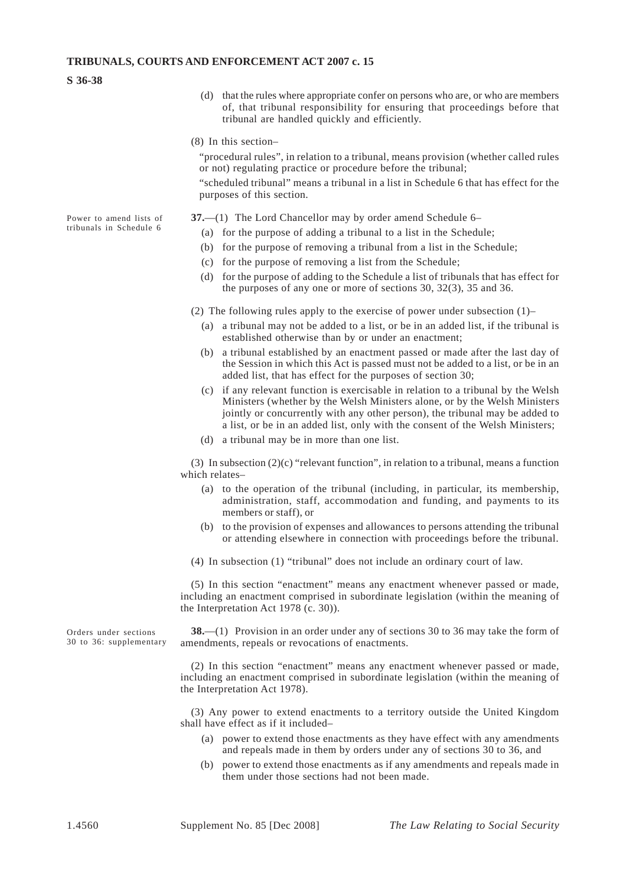(d) that the rules where appropriate confer on persons who are, or who are members of, that tribunal responsibility for ensuring that proceedings before that tribunal are handled quickly and efficiently.

(8) In this section–

"procedural rules", in relation to a tribunal, means provision (whether called rules or not) regulating practice or procedure before the tribunal;

"scheduled tribunal" means a tribunal in a list in Schedule 6 that has effect for the purposes of this section.

*Power to amend lists of tribunals in Schedule 6*

**37.**—(1) The Lord Chancellor may by order amend Schedule 6–

(a) for the purpose of adding a tribunal to a list in the Schedule;

(b) for the purpose of removing a tribunal from a list in the Schedule;

(c) for the purpose of removing a list from the Schedule;

(d) for the purpose of adding to the Schedule a list of tribunals that has effect for the purposes of any one or more of sections 30, 32(3), 35 and 36.

(2) The following rules apply to the exercise of power under subsection (1)–

(a) a tribunal may not be added to a list, or be in an added list, if the tribunal is established otherwise than by or under an enactment;

(b) a tribunal established by an enactment passed or made after the last day of the Session in which this Act is passed must not be added to a list, or be in an added list, that has effect for the purposes of section 30;

(c) if any relevant function is exercisable in relation to a tribunal by the Welsh Ministers (whether by the Welsh Ministers alone, or by the Welsh Ministers jointly or concurrently with any other person), the tribunal may be added to a list, or be in an added list, only with the consent of the Welsh Ministers;

(d) a tribunal may be in more than one list.

(3) In subsection (2)(c) "relevant function", in relation to a tribunal, means a function which relates–

(a) to the operation of the tribunal (including, in particular, its membership, administration, staff, accommodation and funding, and payments to its members or staff), or

(b) to the provision of expenses and allowances to persons attending the tribunal or attending elsewhere in connection with proceedings before the tribunal.

(4) In subsection (1) "tribunal" does not include an ordinary court of law.

(5) In this section "enactment" means any enactment whenever passed or made, including an enactment comprised in subordinate legislation (within the meaning of the Interpretation Act 1978 (c. 30)).

*Orders under sections 30 to 36: supplementary*

**38.**—(1) Provision in an order under any of sections 30 to 36 may take the form of amendments, repeals or revocations of enactments.

(2) In this section "enactment" means any enactment whenever passed or made, including an enactment comprised in subordinate legislation (within the meaning of the Interpretation Act 1978).

(3) Any power to extend enactments to a territory outside the United Kingdom shall have effect as if it included–

(a) power to extend those enactments as they have effect with any amendments and repeals made in them by orders under any of sections 30 to 36, and

(b) power to extend those enactments as if any amendments and repeals made in them under those sections had not been made.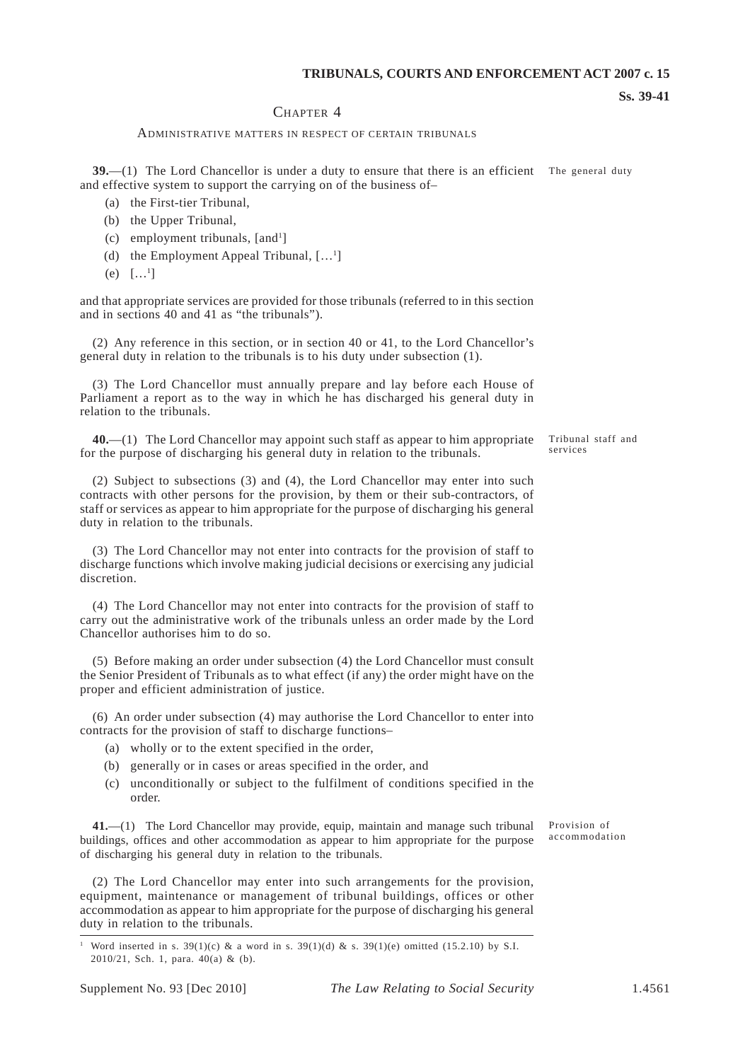## CHAPTER 4

### ADMINISTRATIVE MATTERS IN RESPECT OF CERTAIN TRIBUNALS

**The general duty**

**39.**—(1) The Lord Chancellor is under a duty to ensure that there is an efficient and effective system to support the carrying on of the business of–

(a) the First-tier Tribunal,

(b) the Upper Tribunal,

(c) employment tribunals, [and[1]]

(d) the Employment Appeal Tribunal, […[1]]

(e) […[1]]

and that appropriate services are provided for those tribunals (referred to in this section and in sections 40 and 41 as "the tribunals").

(2) Any reference in this section, or in section 40 or 41, to the Lord Chancellor's general duty in relation to the tribunals is to his duty under subsection (1).

(3) The Lord Chancellor must annually prepare and lay before each House of Parliament a report as to the way in which he has discharged his general duty in relation to the tribunals.

**Tribunal staff and services**

**40.**—(1) The Lord Chancellor may appoint such staff as appear to him appropriate for the purpose of discharging his general duty in relation to the tribunals.

(2) Subject to subsections (3) and (4), the Lord Chancellor may enter into such contracts with other persons for the provision, by them or their sub-contractors, of staff or services as appear to him appropriate for the purpose of discharging his general duty in relation to the tribunals.

(3) The Lord Chancellor may not enter into contracts for the provision of staff to discharge functions which involve making judicial decisions or exercising any judicial discretion.

(4) The Lord Chancellor may not enter into contracts for the provision of staff to carry out the administrative work of the tribunals unless an order made by the Lord Chancellor authorises him to do so.

(5) Before making an order under subsection (4) the Lord Chancellor must consult the Senior President of Tribunals as to what effect (if any) the order might have on the proper and efficient administration of justice.

(6) An order under subsection (4) may authorise the Lord Chancellor to enter into contracts for the provision of staff to discharge functions–

(a) wholly or to the extent specified in the order,

(b) generally or in cases or areas specified in the order, and

(c) unconditionally or subject to the fulfilment of conditions specified in the order.

**Provision of accommodation**

**41.**—(1) The Lord Chancellor may provide, equip, maintain and manage such tribunal buildings, offices and other accommodation as appear to him appropriate for the purpose of discharging his general duty in relation to the tribunals.

(2) The Lord Chancellor may enter into such arrangements for the provision, equipment, maintenance or management of tribunal buildings, offices or other accommodation as appear to him appropriate for the purpose of discharging his general duty in relation to the tribunals.

---

[1] Word inserted in s. 39(1)(c) & a word in s. 39(1)(d) & s. 39(1)(e) omitted (15.2.10) by S.I. 2010/21, Sch. 1, para. 40(a) & (b).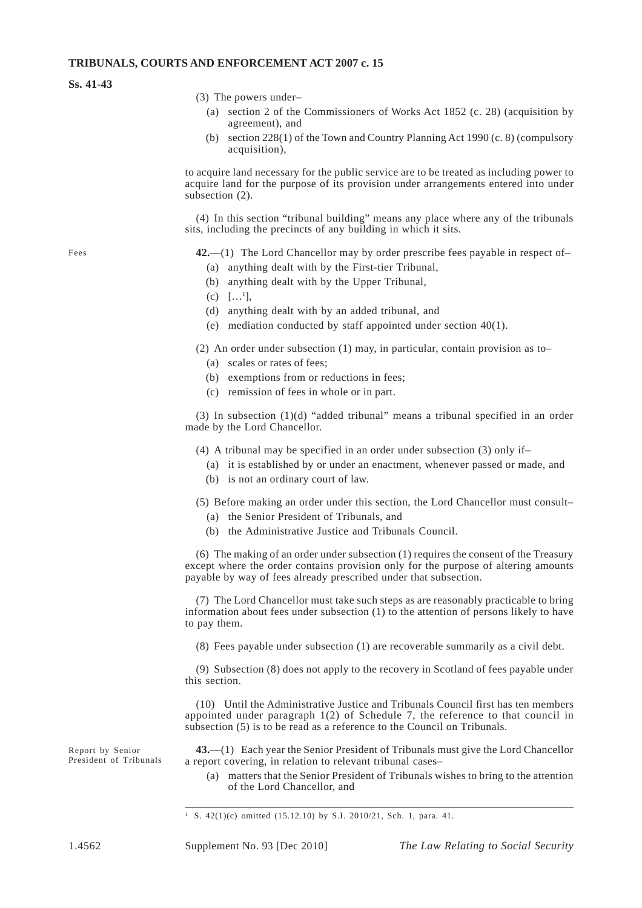(3) The powers under–

(a) section 2 of the Commissioners of Works Act 1852 (c. 28) (acquisition by agreement), and

(b) section 228(1) of the Town and Country Planning Act 1990 (c. 8) (compulsory acquisition),

to acquire land necessary for the public service are to be treated as including power to acquire land for the purpose of its provision under arrangements entered into under subsection (2).

(4) In this section "tribunal building" means any place where any of the tribunals sits, including the precincts of any building in which it sits.

Fees

**42.**—(1) The Lord Chancellor may by order prescribe fees payable in respect of–

(a) anything dealt with by the First-tier Tribunal,

(b) anything dealt with by the Upper Tribunal,

(c) […[1]],

(d) anything dealt with by an added tribunal, and

(e) mediation conducted by staff appointed under section 40(1).

(2) An order under subsection (1) may, in particular, contain provision as to–

(a) scales or rates of fees;

(b) exemptions from or reductions in fees;

(c) remission of fees in whole or in part.

(3) In subsection (1)(d) "added tribunal" means a tribunal specified in an order made by the Lord Chancellor.

(4) A tribunal may be specified in an order under subsection (3) only if–

(a) it is established by or under an enactment, whenever passed or made, and

(b) is not an ordinary court of law.

(5) Before making an order under this section, the Lord Chancellor must consult–

(a) the Senior President of Tribunals, and

(b) the Administrative Justice and Tribunals Council.

(6) The making of an order under subsection (1) requires the consent of the Treasury except where the order contains provision only for the purpose of altering amounts payable by way of fees already prescribed under that subsection.

(7) The Lord Chancellor must take such steps as are reasonably practicable to bring information about fees under subsection (1) to the attention of persons likely to have to pay them.

(8) Fees payable under subsection (1) are recoverable summarily as a civil debt.

(9) Subsection (8) does not apply to the recovery in Scotland of fees payable under this section.

(10) Until the Administrative Justice and Tribunals Council first has ten members appointed under paragraph 1(2) of Schedule 7, the reference to that council in subsection (5) is to be read as a reference to the Council on Tribunals.

Report by Senior President of Tribunals

**43.**—(1) Each year the Senior President of Tribunals must give the Lord Chancellor a report covering, in relation to relevant tribunal cases–

(a) matters that the Senior President of Tribunals wishes to bring to the attention of the Lord Chancellor, and

[1] S. 42(1)(c) omitted (15.12.10) by S.I. 2010/21, Sch. 1, para. 41.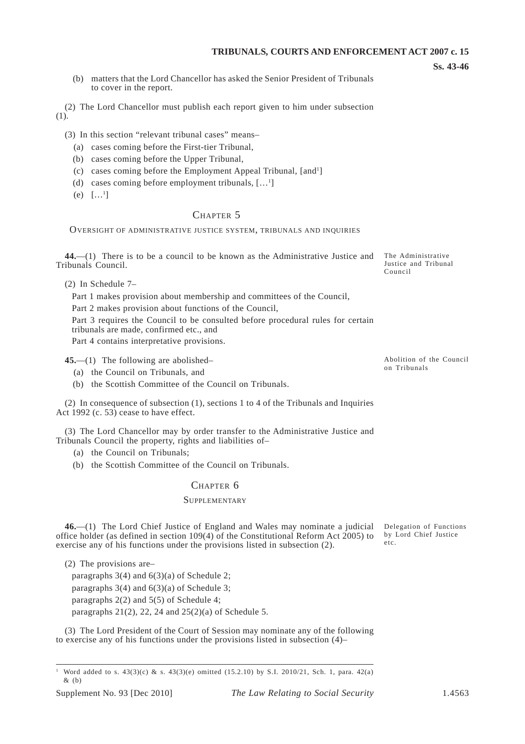(b) matters that the Lord Chancellor has asked the Senior President of Tribunals to cover in the report.

(2) The Lord Chancellor must publish each report given to him under subsection (1).

(3) In this section "relevant tribunal cases" means–

(a) cases coming before the First-tier Tribunal,

(b) cases coming before the Upper Tribunal,

(c) cases coming before the Employment Appeal Tribunal, [and[1]]

(d) cases coming before employment tribunals, […[1]]

(e) […[1]]

## CHAPTER 5

### OVERSIGHT OF ADMINISTRATIVE JUSTICE SYSTEM, TRIBUNALS AND INQUIRIES

*The Administrative Justice and Tribunal Council*

**44.**—(1) There is to be a council to be known as the Administrative Justice and Tribunals Council.

(2) In Schedule 7–

Part 1 makes provision about membership and committees of the Council,

Part 2 makes provision about functions of the Council,

Part 3 requires the Council to be consulted before procedural rules for certain tribunals are made, confirmed etc., and

Part 4 contains interpretative provisions.

*Abolition of the Council on Tribunals*

**45.**—(1) The following are abolished–

(a) the Council on Tribunals, and

(b) the Scottish Committee of the Council on Tribunals.

(2) In consequence of subsection (1), sections 1 to 4 of the Tribunals and Inquiries Act 1992 (c. 53) cease to have effect.

(3) The Lord Chancellor may by order transfer to the Administrative Justice and Tribunals Council the property, rights and liabilities of–

(a) the Council on Tribunals;

(b) the Scottish Committee of the Council on Tribunals.

## CHAPTER 6

### SUPPLEMENTARY

*Delegation of Functions by Lord Chief Justice etc.*

**46.**—(1) The Lord Chief Justice of England and Wales may nominate a judicial office holder (as defined in section 109(4) of the Constitutional Reform Act 2005) to exercise any of his functions under the provisions listed in subsection (2).

(2) The provisions are–

paragraphs 3(4) and 6(3)(a) of Schedule 2;

paragraphs 3(4) and 6(3)(a) of Schedule 3;

paragraphs 2(2) and 5(5) of Schedule 4;

paragraphs 21(2), 22, 24 and 25(2)(a) of Schedule 5.

(3) The Lord President of the Court of Session may nominate any of the following to exercise any of his functions under the provisions listed in subsection (4)–

---

[1] Word added to s. 43(3)(c) & s. 43(3)(e) omitted (15.2.10) by S.I. 2010/21, Sch. 1, para. 42(a) & (b)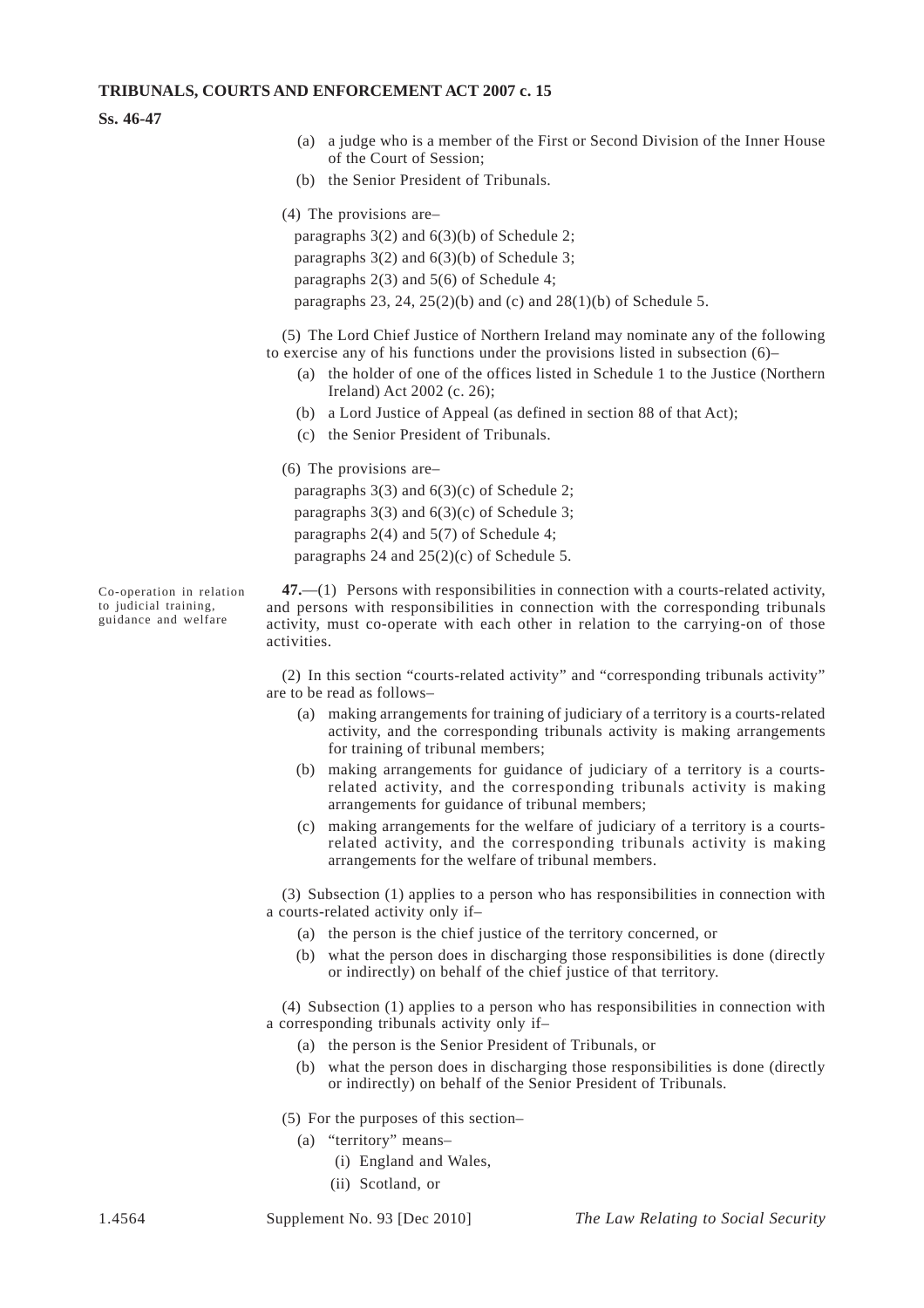(a) a judge who is a member of the First or Second Division of the Inner House of the Court of Session;

(b) the Senior President of Tribunals.

(4) The provisions are–

paragraphs 3(2) and 6(3)(b) of Schedule 2;

paragraphs 3(2) and 6(3)(b) of Schedule 3;

paragraphs 2(3) and 5(6) of Schedule 4;

paragraphs 23, 24, 25(2)(b) and (c) and 28(1)(b) of Schedule 5.

(5) The Lord Chief Justice of Northern Ireland may nominate any of the following to exercise any of his functions under the provisions listed in subsection (6)–

(a) the holder of one of the offices listed in Schedule 1 to the Justice (Northern Ireland) Act 2002 (c. 26);

(b) a Lord Justice of Appeal (as defined in section 88 of that Act);

(c) the Senior President of Tribunals.

(6) The provisions are–

paragraphs 3(3) and 6(3)(c) of Schedule 2;

paragraphs 3(3) and 6(3)(c) of Schedule 3;

paragraphs 2(4) and 5(7) of Schedule 4;

paragraphs 24 and 25(2)(c) of Schedule 5.

*Co-operation in relation to judicial training, guidance and welfare*

**47.**—(1) Persons with responsibilities in connection with a courts-related activity, and persons with responsibilities in connection with the corresponding tribunals activity, must co-operate with each other in relation to the carrying-on of those activities.

(2) In this section "courts-related activity" and "corresponding tribunals activity" are to be read as follows–

(a) making arrangements for training of judiciary of a territory is a courts-related activity, and the corresponding tribunals activity is making arrangements for training of tribunal members;

(b) making arrangements for guidance of judiciary of a territory is a courts-related activity, and the corresponding tribunals activity is making arrangements for guidance of tribunal members;

(c) making arrangements for the welfare of judiciary of a territory is a courts-related activity, and the corresponding tribunals activity is making arrangements for the welfare of tribunal members.

(3) Subsection (1) applies to a person who has responsibilities in connection with a courts-related activity only if–

(a) the person is the chief justice of the territory concerned, or

(b) what the person does in discharging those responsibilities is done (directly or indirectly) on behalf of the chief justice of that territory.

(4) Subsection (1) applies to a person who has responsibilities in connection with a corresponding tribunals activity only if–

(a) the person is the Senior President of Tribunals, or

(b) what the person does in discharging those responsibilities is done (directly or indirectly) on behalf of the Senior President of Tribunals.

(5) For the purposes of this section–

(a) "territory" means–

(i) England and Wales,

(ii) Scotland, or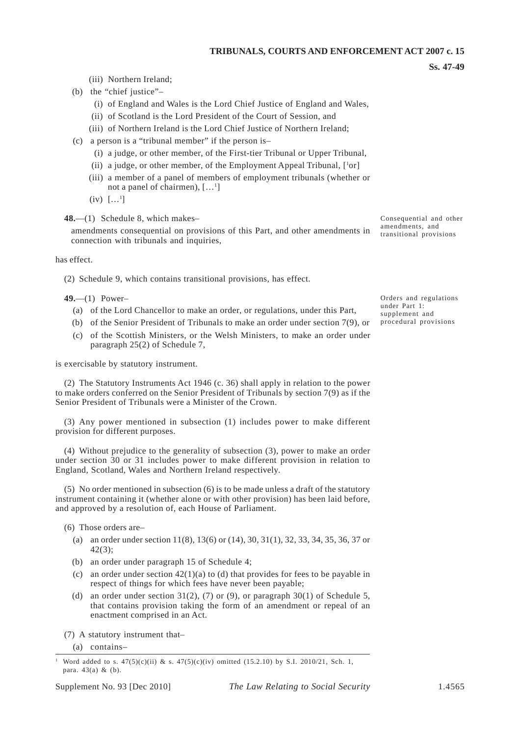(iii) Northern Ireland;

(b) the "chief justice"–

(i) of England and Wales is the Lord Chief Justice of England and Wales,

(ii) of Scotland is the Lord President of the Court of Session, and

(iii) of Northern Ireland is the Lord Chief Justice of Northern Ireland;

(c) a person is a "tribunal member" if the person is–

(i) a judge, or other member, of the First-tier Tribunal or Upper Tribunal,

(ii) a judge, or other member, of the Employment Appeal Tribunal, [[1]or]

(iii) a member of a panel of members of employment tribunals (whether or not a panel of chairmen), […[1]]

(iv) […[1]]

**Consequential and other amendments, and transitional provisions**

**48.**—(1) Schedule 8, which makes–

amendments consequential on provisions of this Part, and other amendments in connection with tribunals and inquiries,

has effect.

(2) Schedule 9, which contains transitional provisions, has effect.

**Orders and regulations under Part 1: supplement and procedural provisions**

**49.**—(1) Power–

(a) of the Lord Chancellor to make an order, or regulations, under this Part,

(b) of the Senior President of Tribunals to make an order under section 7(9), or

(c) of the Scottish Ministers, or the Welsh Ministers, to make an order under paragraph 25(2) of Schedule 7,

is exercisable by statutory instrument.

(2) The Statutory Instruments Act 1946 (c. 36) shall apply in relation to the power to make orders conferred on the Senior President of Tribunals by section 7(9) as if the Senior President of Tribunals were a Minister of the Crown.

(3) Any power mentioned in subsection (1) includes power to make different provision for different purposes.

(4) Without prejudice to the generality of subsection (3), power to make an order under section 30 or 31 includes power to make different provision in relation to England, Scotland, Wales and Northern Ireland respectively.

(5) No order mentioned in subsection (6) is to be made unless a draft of the statutory instrument containing it (whether alone or with other provision) has been laid before, and approved by a resolution of, each House of Parliament.

(6) Those orders are–

(a) an order under section 11(8), 13(6) or (14), 30, 31(1), 32, 33, 34, 35, 36, 37 or 42(3);

(b) an order under paragraph 15 of Schedule 4;

(c) an order under section 42(1)(a) to (d) that provides for fees to be payable in respect of things for which fees have never been payable;

(d) an order under section 31(2), (7) or (9), or paragraph 30(1) of Schedule 5, that contains provision taking the form of an amendment or repeal of an enactment comprised in an Act.

(7) A statutory instrument that–

(a) contains–

[1] Word added to s. 47(5)(c)(ii) & s. 47(5)(c)(iv) omitted (15.2.10) by S.I. 2010/21, Sch. 1, para. 43(a) & (b).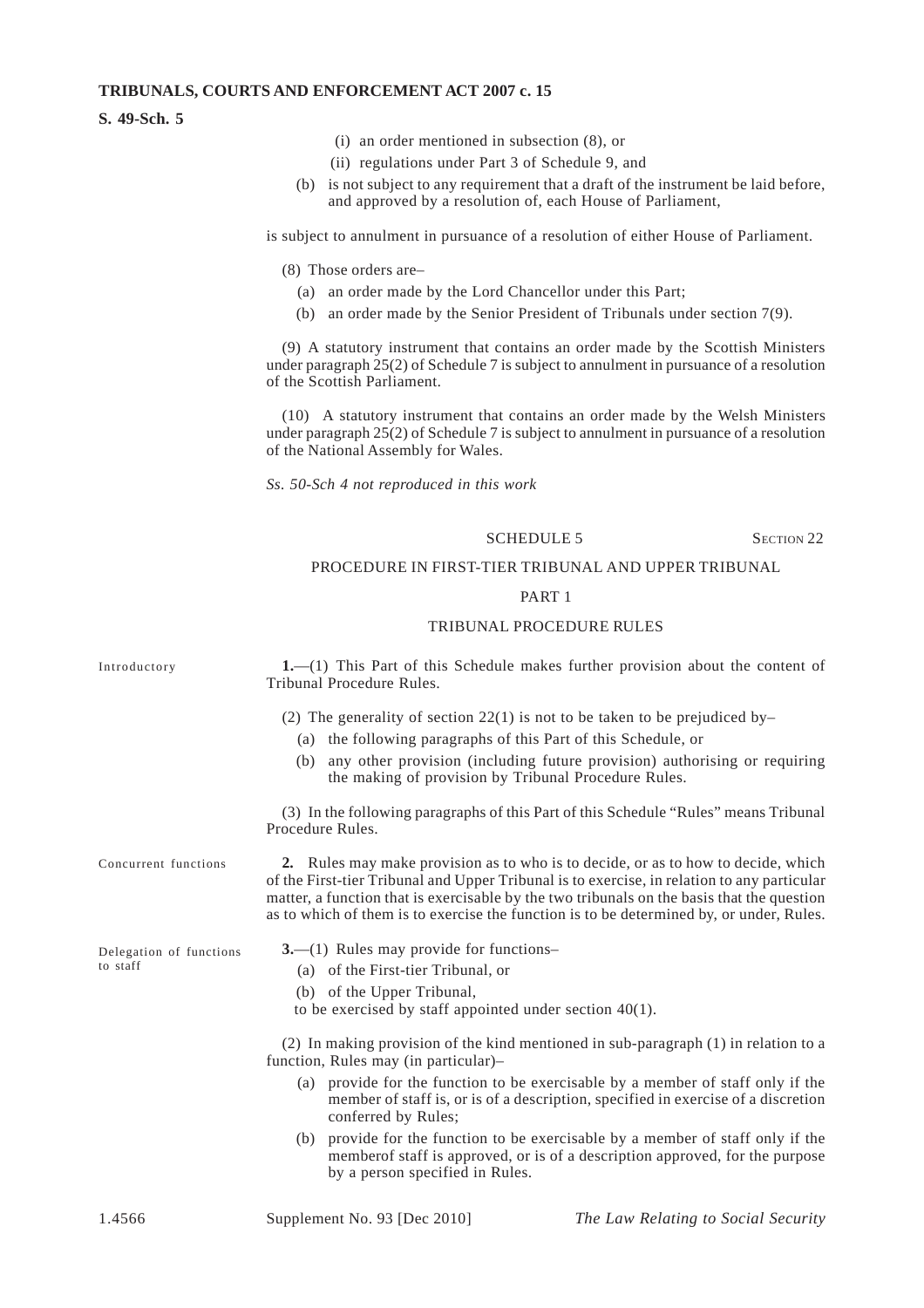(i) an order mentioned in subsection (8), or

(ii) regulations under Part 3 of Schedule 9, and

(b) is not subject to any requirement that a draft of the instrument be laid before, and approved by a resolution of, each House of Parliament,

is subject to annulment in pursuance of a resolution of either House of Parliament.

(8) Those orders are–

(a) an order made by the Lord Chancellor under this Part;

(b) an order made by the Senior President of Tribunals under section 7(9).

(9) A statutory instrument that contains an order made by the Scottish Ministers under paragraph 25(2) of Schedule 7 is subject to annulment in pursuance of a resolution of the Scottish Parliament.

(10) A statutory instrument that contains an order made by the Welsh Ministers under paragraph 25(2) of Schedule 7 is subject to annulment in pursuance of a resolution of the National Assembly for Wales.

*Ss. 50-Sch 4 not reproduced in this work*

## SCHEDULE 5

SECTION 22

### PROCEDURE IN FIRST-TIER TRIBUNAL AND UPPER TRIBUNAL

### PART 1

### TRIBUNAL PROCEDURE RULES

Introductory

**1.**—(1) This Part of this Schedule makes further provision about the content of Tribunal Procedure Rules.

(2) The generality of section 22(1) is not to be taken to be prejudiced by–

(a) the following paragraphs of this Part of this Schedule, or

(b) any other provision (including future provision) authorising or requiring the making of provision by Tribunal Procedure Rules.

(3) In the following paragraphs of this Part of this Schedule "Rules" means Tribunal Procedure Rules.

Concurrent functions

**2.** Rules may make provision as to who is to decide, or as to how to decide, which of the First-tier Tribunal and Upper Tribunal is to exercise, in relation to any particular matter, a function that is exercisable by the two tribunals on the basis that the question as to which of them is to exercise the function is to be determined by, or under, Rules.

Delegation of functions to staff

**3.**—(1) Rules may provide for functions–

(a) of the First-tier Tribunal, or

(b) of the Upper Tribunal,

to be exercised by staff appointed under section 40(1).

(2) In making provision of the kind mentioned in sub-paragraph (1) in relation to a function, Rules may (in particular)–

(a) provide for the function to be exercisable by a member of staff only if the member of staff is, or is of a description, specified in exercise of a discretion conferred by Rules;

(b) provide for the function to be exercisable by a member of staff only if the memberof staff is approved, or is of a description approved, for the purpose by a person specified in Rules.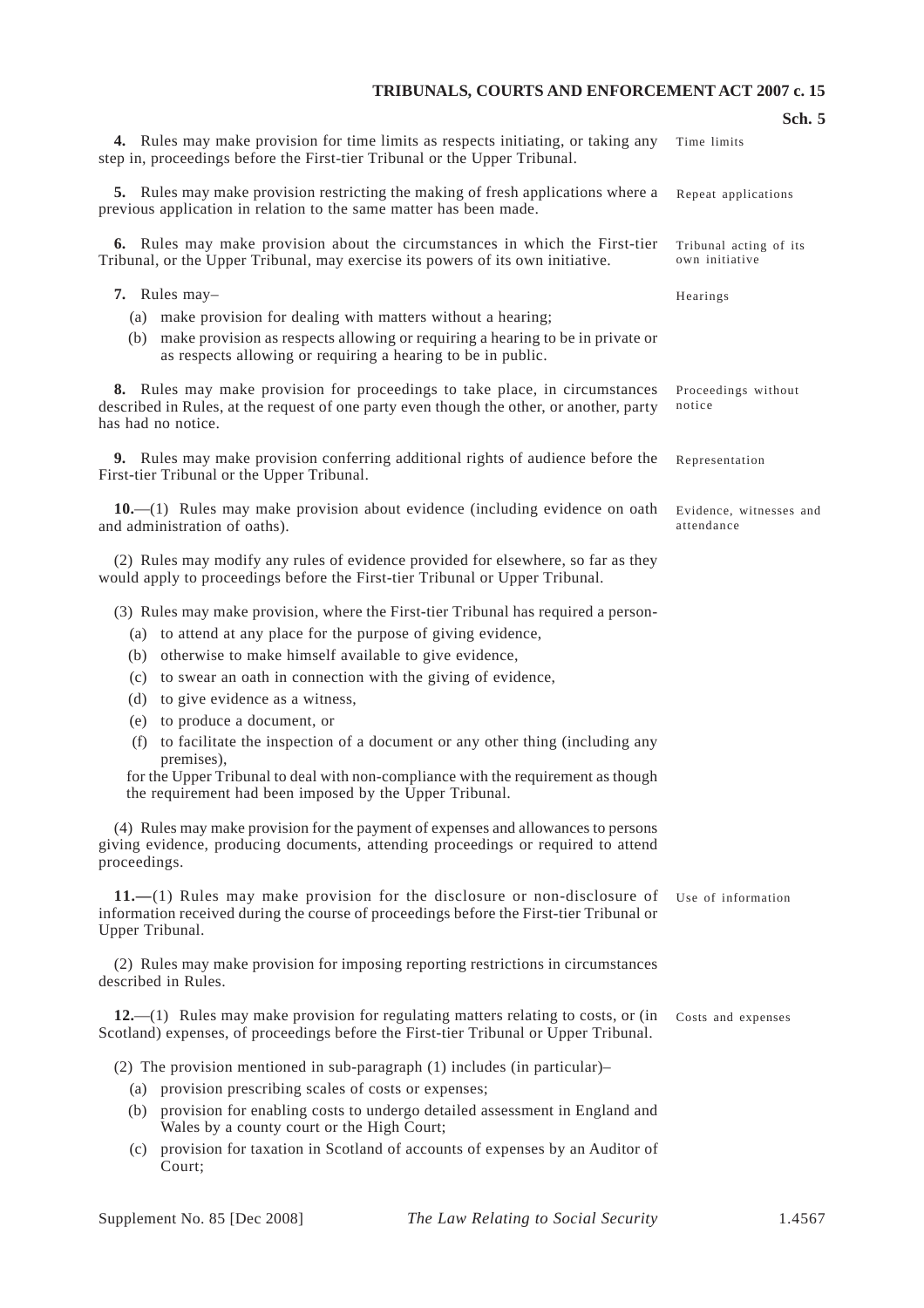**4.** Rules may make provision for time limits as respects initiating, or taking any step in, proceedings before the First-tier Tribunal or the Upper Tribunal.

Time limits

**5.** Rules may make provision restricting the making of fresh applications where a previous application in relation to the same matter has been made.

Repeat applications

**6.** Rules may make provision about the circumstances in which the First-tier Tribunal, or the Upper Tribunal, may exercise its powers of its own initiative.

Tribunal acting of its own initiative

**7.** Rules may–

Hearings

(a) make provision for dealing with matters without a hearing;

(b) make provision as respects allowing or requiring a hearing to be in private or as respects allowing or requiring a hearing to be in public.

**8.** Rules may make provision for proceedings to take place, in circumstances described in Rules, at the request of one party even though the other, or another, party has had no notice.

Proceedings without notice

**9.** Rules may make provision conferring additional rights of audience before the First-tier Tribunal or the Upper Tribunal.

Representation

**10.**—(1) Rules may make provision about evidence (including evidence on oath and administration of oaths).

Evidence, witnesses and attendance

(2) Rules may modify any rules of evidence provided for elsewhere, so far as they would apply to proceedings before the First-tier Tribunal or Upper Tribunal.

(3) Rules may make provision, where the First-tier Tribunal has required a person-

(a) to attend at any place for the purpose of giving evidence,

(b) otherwise to make himself available to give evidence,

(c) to swear an oath in connection with the giving of evidence,

(d) to give evidence as a witness,

(e) to produce a document, or

(f) to facilitate the inspection of a document or any other thing (including any premises),

for the Upper Tribunal to deal with non-compliance with the requirement as though the requirement had been imposed by the Upper Tribunal.

(4) Rules may make provision for the payment of expenses and allowances to persons giving evidence, producing documents, attending proceedings or required to attend proceedings.

**11.**—(1) Rules may make provision for the disclosure or non-disclosure of information received during the course of proceedings before the First-tier Tribunal or Upper Tribunal.

Use of information

(2) Rules may make provision for imposing reporting restrictions in circumstances described in Rules.

**12.**—(1) Rules may make provision for regulating matters relating to costs, or (in Scotland) expenses, of proceedings before the First-tier Tribunal or Upper Tribunal.

Costs and expenses

(2) The provision mentioned in sub-paragraph (1) includes (in particular)–

(a) provision prescribing scales of costs or expenses;

(b) provision for enabling costs to undergo detailed assessment in England and Wales by a county court or the High Court;

(c) provision for taxation in Scotland of accounts of expenses by an Auditor of Court;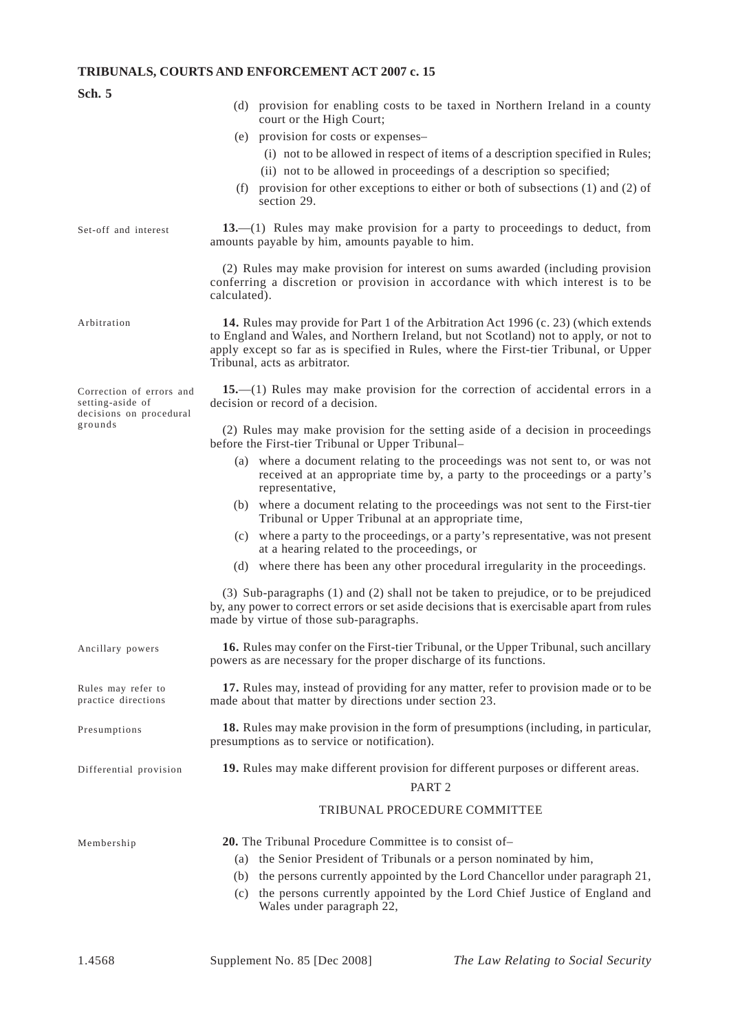(d) provision for enabling costs to be taxed in Northern Ireland in a county court or the High Court;

(e) provision for costs or expenses–

(i) not to be allowed in respect of items of a description specified in Rules;

(ii) not to be allowed in proceedings of a description so specified;

(f) provision for other exceptions to either or both of subsections (1) and (2) of section 29.

*Set-off and interest*

**13.**—(1) Rules may make provision for a party to proceedings to deduct, from amounts payable by him, amounts payable to him.

(2) Rules may make provision for interest on sums awarded (including provision conferring a discretion or provision in accordance with which interest is to be calculated).

*Arbitration*

**14.** Rules may provide for Part 1 of the Arbitration Act 1996 (c. 23) (which extends to England and Wales, and Northern Ireland, but not Scotland) not to apply, or not to apply except so far as is specified in Rules, where the First-tier Tribunal, or Upper Tribunal, acts as arbitrator.

*Correction of errors and setting-aside of decisions on procedural grounds*

**15.**—(1) Rules may make provision for the correction of accidental errors in a decision or record of a decision.

(2) Rules may make provision for the setting aside of a decision in proceedings before the First-tier Tribunal or Upper Tribunal–

(a) where a document relating to the proceedings was not sent to, or was not received at an appropriate time by, a party to the proceedings or a party's representative,

(b) where a document relating to the proceedings was not sent to the First-tier Tribunal or Upper Tribunal at an appropriate time,

(c) where a party to the proceedings, or a party's representative, was not present at a hearing related to the proceedings, or

(d) where there has been any other procedural irregularity in the proceedings.

(3) Sub-paragraphs (1) and (2) shall not be taken to prejudice, or to be prejudiced by, any power to correct errors or set aside decisions that is exercisable apart from rules made by virtue of those sub-paragraphs.

*Ancillary powers*

**16.** Rules may confer on the First-tier Tribunal, or the Upper Tribunal, such ancillary powers as are necessary for the proper discharge of its functions.

*Rules may refer to practice directions*

**17.** Rules may, instead of providing for any matter, refer to provision made or to be made about that matter by directions under section 23.

*Presumptions*

**18.** Rules may make provision in the form of presumptions (including, in particular, presumptions as to service or notification).

*Differential provision*

**19.** Rules may make different provision for different purposes or different areas.

## PART 2

## TRIBUNAL PROCEDURE COMMITTEE

*Membership*

**20.** The Tribunal Procedure Committee is to consist of–

(a) the Senior President of Tribunals or a person nominated by him,

(b) the persons currently appointed by the Lord Chancellor under paragraph 21,

(c) the persons currently appointed by the Lord Chief Justice of England and Wales under paragraph 22,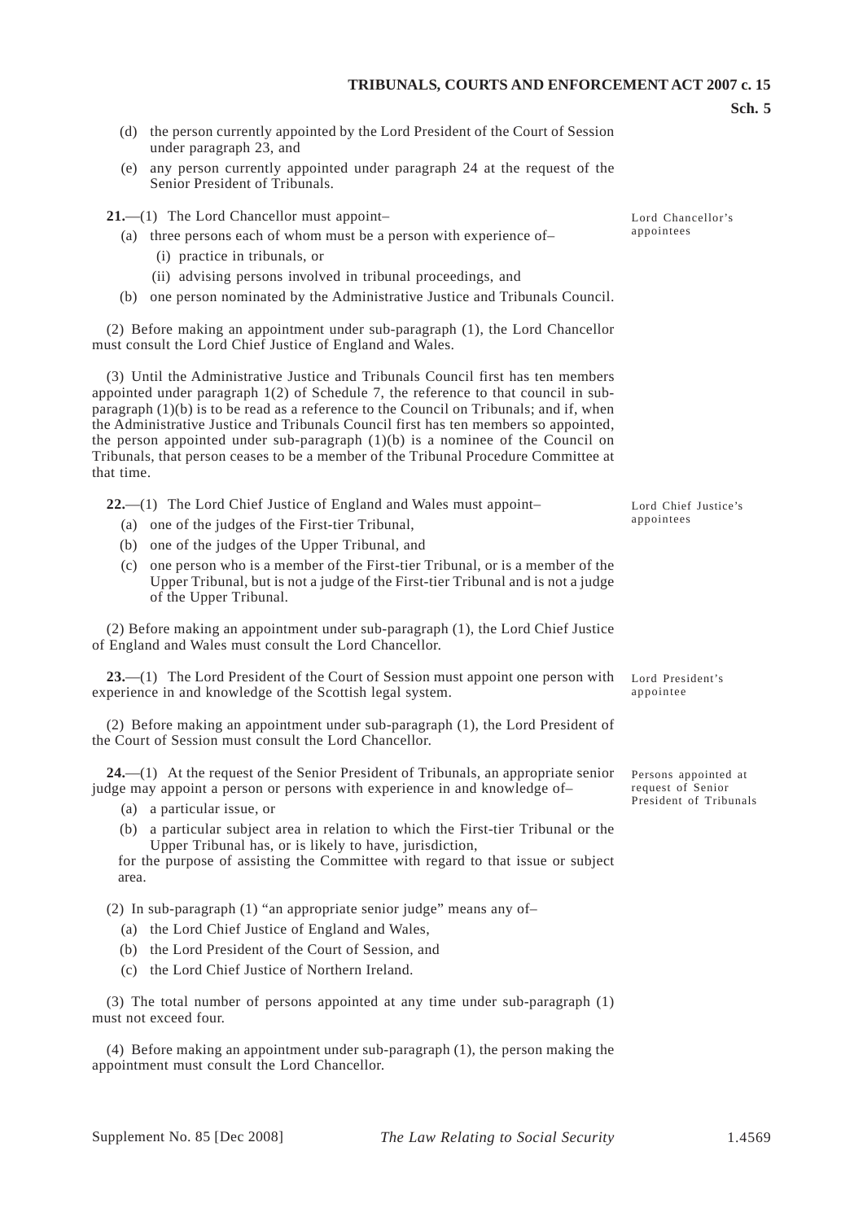(d) the person currently appointed by the Lord President of the Court of Session under paragraph 23, and

(e) any person currently appointed under paragraph 24 at the request of the Senior President of Tribunals.

*Lord Chancellor's appointees*

**21.**—(1) The Lord Chancellor must appoint–

(a) three persons each of whom must be a person with experience of–

(i) practice in tribunals, or

(ii) advising persons involved in tribunal proceedings, and

(b) one person nominated by the Administrative Justice and Tribunals Council.

(2) Before making an appointment under sub-paragraph (1), the Lord Chancellor must consult the Lord Chief Justice of England and Wales.

(3) Until the Administrative Justice and Tribunals Council first has ten members appointed under paragraph 1(2) of Schedule 7, the reference to that council in sub-paragraph (1)(b) is to be read as a reference to the Council on Tribunals; and if, when the Administrative Justice and Tribunals Council first has ten members so appointed, the person appointed under sub-paragraph (1)(b) is a nominee of the Council on Tribunals, that person ceases to be a member of the Tribunal Procedure Committee at that time.

*Lord Chief Justice's appointees*

**22.**—(1) The Lord Chief Justice of England and Wales must appoint–

(a) one of the judges of the First-tier Tribunal,

(b) one of the judges of the Upper Tribunal, and

(c) one person who is a member of the First-tier Tribunal, or is a member of the Upper Tribunal, but is not a judge of the First-tier Tribunal and is not a judge of the Upper Tribunal.

(2) Before making an appointment under sub-paragraph (1), the Lord Chief Justice of England and Wales must consult the Lord Chancellor.

*Lord President's appointee*

**23.**—(1) The Lord President of the Court of Session must appoint one person with experience in and knowledge of the Scottish legal system.

(2) Before making an appointment under sub-paragraph (1), the Lord President of the Court of Session must consult the Lord Chancellor.

*Persons appointed at request of Senior President of Tribunals*

**24.**—(1) At the request of the Senior President of Tribunals, an appropriate senior judge may appoint a person or persons with experience in and knowledge of–

(a) a particular issue, or

(b) a particular subject area in relation to which the First-tier Tribunal or the Upper Tribunal has, or is likely to have, jurisdiction,

for the purpose of assisting the Committee with regard to that issue or subject area.

(2) In sub-paragraph (1) "an appropriate senior judge" means any of–

(a) the Lord Chief Justice of England and Wales,

(b) the Lord President of the Court of Session, and

(c) the Lord Chief Justice of Northern Ireland.

(3) The total number of persons appointed at any time under sub-paragraph (1) must not exceed four.

(4) Before making an appointment under sub-paragraph (1), the person making the appointment must consult the Lord Chancellor.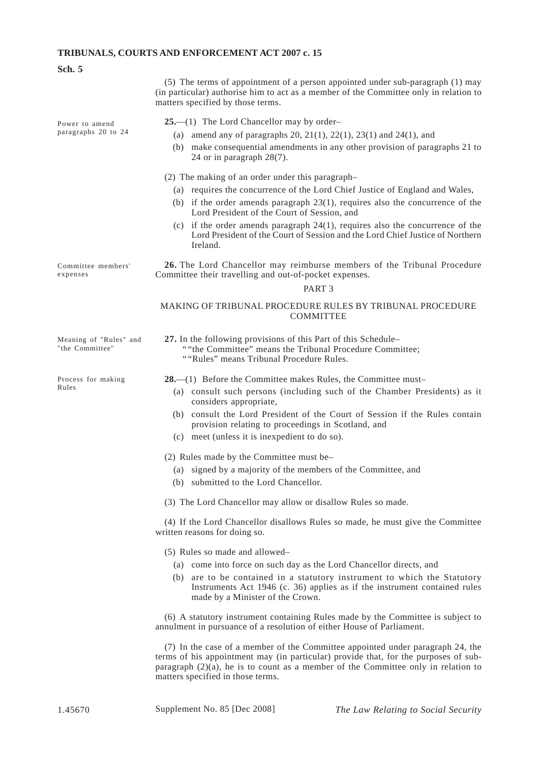(5) The terms of appointment of a person appointed under sub-paragraph (1) may (in particular) authorise him to act as a member of the Committee only in relation to matters specified by those terms.

*Power to amend paragraphs 20 to 24*

**25.**—(1) The Lord Chancellor may by order–

(a) amend any of paragraphs 20, 21(1), 22(1), 23(1) and 24(1), and

(b) make consequential amendments in any other provision of paragraphs 21 to 24 or in paragraph 28(7).

(2) The making of an order under this paragraph–

(a) requires the concurrence of the Lord Chief Justice of England and Wales,

(b) if the order amends paragraph 23(1), requires also the concurrence of the Lord President of the Court of Session, and

(c) if the order amends paragraph 24(1), requires also the concurrence of the Lord President of the Court of Session and the Lord Chief Justice of Northern Ireland.

*Committee members' expenses*

**26.** The Lord Chancellor may reimburse members of the Tribunal Procedure Committee their travelling and out-of-pocket expenses.

PART 3

MAKING OF TRIBUNAL PROCEDURE RULES BY TRIBUNAL PROCEDURE COMMITTEE

*Meaning of "Rules" and "the Committee"*

**27.** In the following provisions of this Part of this Schedule–

""the Committee" means the Tribunal Procedure Committee;

""Rules" means Tribunal Procedure Rules.

*Process for making Rules*

**28.**—(1) Before the Committee makes Rules, the Committee must–

(a) consult such persons (including such of the Chamber Presidents) as it considers appropriate,

(b) consult the Lord President of the Court of Session if the Rules contain provision relating to proceedings in Scotland, and

(c) meet (unless it is inexpedient to do so).

(2) Rules made by the Committee must be–

(a) signed by a majority of the members of the Committee, and

(b) submitted to the Lord Chancellor.

(3) The Lord Chancellor may allow or disallow Rules so made.

(4) If the Lord Chancellor disallows Rules so made, he must give the Committee written reasons for doing so.

(5) Rules so made and allowed–

(a) come into force on such day as the Lord Chancellor directs, and

(b) are to be contained in a statutory instrument to which the Statutory Instruments Act 1946 (c. 36) applies as if the instrument contained rules made by a Minister of the Crown.

(6) A statutory instrument containing Rules made by the Committee is subject to annulment in pursuance of a resolution of either House of Parliament.

(7) In the case of a member of the Committee appointed under paragraph 24, the terms of his appointment may (in particular) provide that, for the purposes of sub-paragraph (2)(a), he is to count as a member of the Committee only in relation to matters specified in those terms.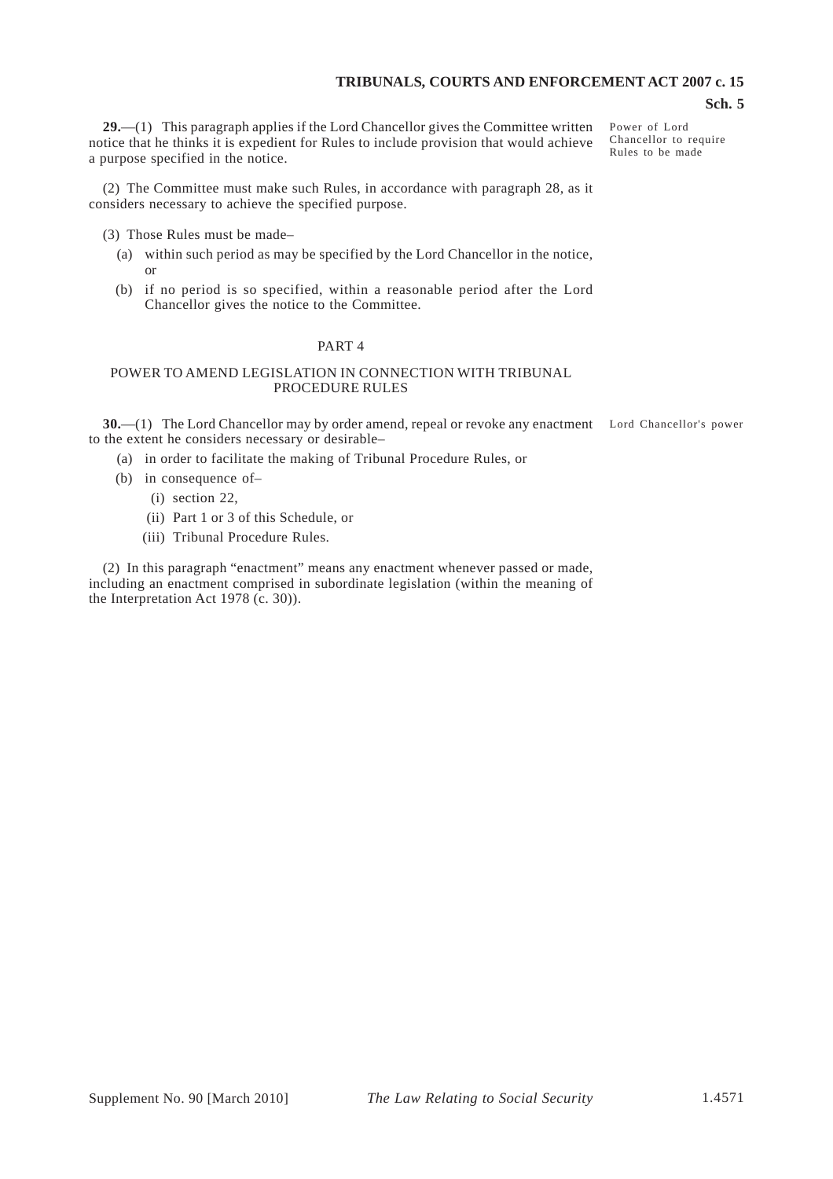**29.**—(1) This paragraph applies if the Lord Chancellor gives the Committee written notice that he thinks it is expedient for Rules to include provision that would achieve a purpose specified in the notice.

Power of Lord Chancellor to require Rules to be made

(2) The Committee must make such Rules, in accordance with paragraph 28, as it considers necessary to achieve the specified purpose.

(3) Those Rules must be made–

(a) within such period as may be specified by the Lord Chancellor in the notice, or

(b) if no period is so specified, within a reasonable period after the Lord Chancellor gives the notice to the Committee.

## PART 4

## POWER TO AMEND LEGISLATION IN CONNECTION WITH TRIBUNAL PROCEDURE RULES

**30.**—(1) The Lord Chancellor may by order amend, repeal or revoke any enactment to the extent he considers necessary or desirable–

Lord Chancellor's power

(a) in order to facilitate the making of Tribunal Procedure Rules, or

(b) in consequence of–

(i) section 22,

(ii) Part 1 or 3 of this Schedule, or

(iii) Tribunal Procedure Rules.

(2) In this paragraph "enactment" means any enactment whenever passed or made, including an enactment comprised in subordinate legislation (within the meaning of the Interpretation Act 1978 (c. 30)).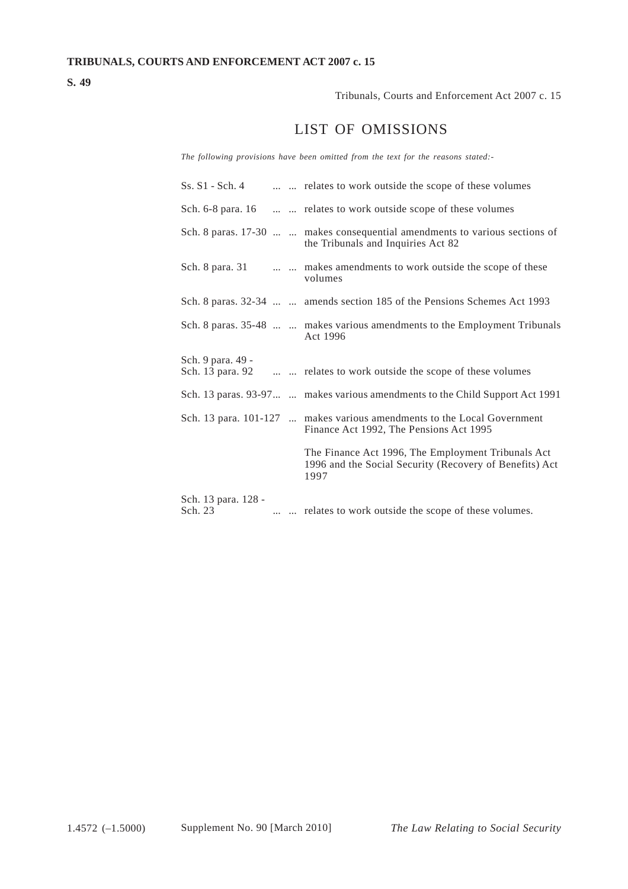**TRIBUNALS, COURTS AND ENFORCEMENT ACT 2007 c. 15**

**S. 49**

# LIST OF OMISSIONS

*The following provisions have been omitted from the text for the reasons stated:-*

| | |
|---|---|
| Ss. S1 - Sch. 4 ... ... | relates to work outside the scope of these volumes |
| Sch. 6-8 para. 16 ... ... | relates to work outside scope of these volumes |
| Sch. 8 paras. 17-30 ... ... | makes consequential amendments to various sections of the Tribunals and Inquiries Act 82 |
| Sch. 8 para. 31 ... ... | makes amendments to work outside the scope of these volumes |
| Sch. 8 paras. 32-34 ... ... | amends section 185 of the Pensions Schemes Act 1993 |
| Sch. 8 paras. 35-48 ... ... | makes various amendments to the Employment Tribunals Act 1996 |
| Sch. 9 para. 49 - Sch. 13 para. 92 ... ... | relates to work outside the scope of these volumes |
| Sch. 13 paras. 93-97... ... | makes various amendments to the Child Support Act 1991 |
| Sch. 13 para. 101-127 ... | makes various amendments to the Local Government Finance Act 1992, The Pensions Act 1995<br><br>The Finance Act 1996, The Employment Tribunals Act 1996 and the Social Security (Recovery of Benefits) Act 1997 |
| Sch. 13 para. 128 - Sch. 23 ... ... | relates to work outside the scope of these volumes. |